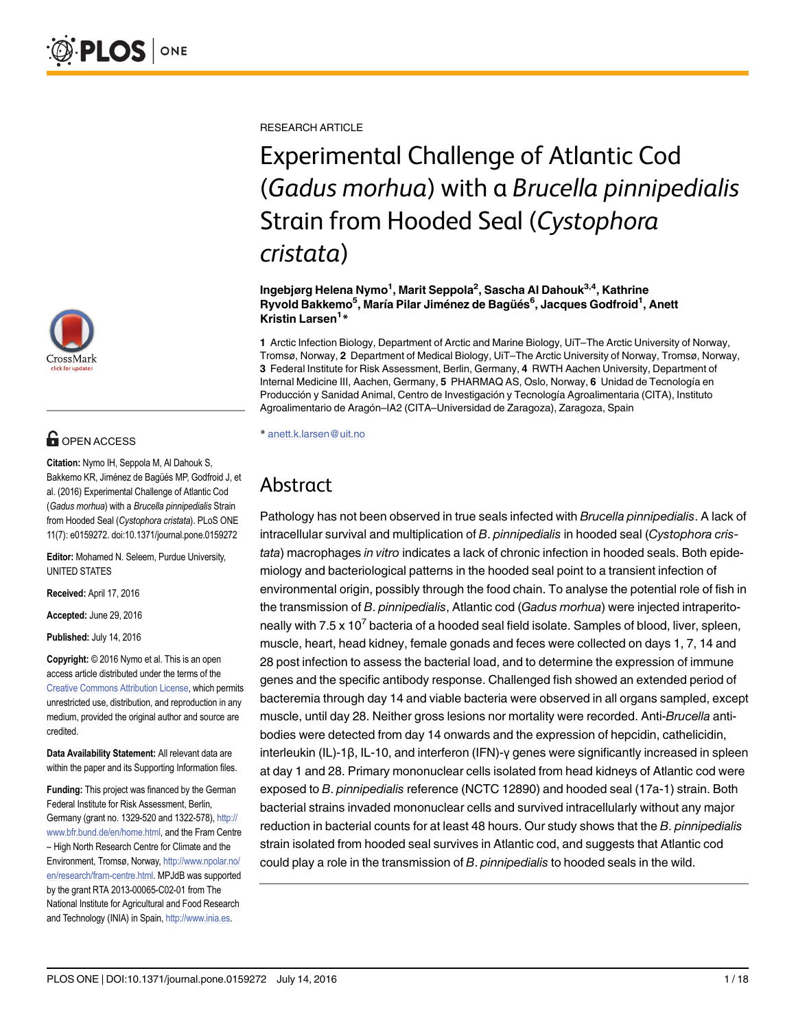RESEARCH ARTICLE

# Experimental Challenge of Atlantic Cod (*Gadus morhua*) with a *Brucella pinnipedialis* Strain from Hooded Seal (*Cystophora cristata*)

**Ingebjørg Helena Nymo[1], Marit Seppola[2], Sascha Al Dahouk[3,4], Kathrine Ryvold Bakkemo[5], María Pilar Jiménez de Bagüés[6], Jacques Godfroid[1], Anett Kristin Larsen[1]***

**1** Arctic Infection Biology, Department of Arctic and Marine Biology, UiT–The Arctic University of Norway, Tromsø, Norway, **2** Department of Medical Biology, UiT–The Arctic University of Norway, Tromsø, Norway, **3** Federal Institute for Risk Assessment, Berlin, Germany, **4** RWTH Aachen University, Department of Internal Medicine III, Aachen, Germany, **5** PHARMAQ AS, Oslo, Norway, **6** Unidad de Tecnología en Producción y Sanidad Animal, Centro de Investigación y Tecnología Agroalimentaria (CITA), Instituto Agroalimentario de Aragón–IA2 (CITA–Universidad de Zaragoza), Zaragoza, Spain

* anett.k.larsen@uit.no

OPEN ACCESS

**Citation:** Nymo IH, Seppola M, Al Dahouk S, Bakkemo KR, Jiménez de Bagüés MP, Godfroid J, et al. (2016) Experimental Challenge of Atlantic Cod (*Gadus morhua*) with a *Brucella pinnipedialis* Strain from Hooded Seal (*Cystophora cristata*). PLoS ONE 11(7): e0159272. doi:10.1371/journal.pone.0159272

**Editor:** Mohamed N. Seleem, Purdue University, UNITED STATES

**Received:** April 17, 2016

**Accepted:** June 29, 2016

**Published:** July 14, 2016

**Copyright:** © 2016 Nymo et al. This is an open access article distributed under the terms of the Creative Commons Attribution License, which permits unrestricted use, distribution, and reproduction in any medium, provided the original author and source are credited.

**Data Availability Statement:** All relevant data are within the paper and its Supporting Information files.

**Funding:** This project was financed by the German Federal Institute for Risk Assessment, Berlin, Germany (grant no. 1329-520 and 1322-578), http://www.bfr.bund.de/en/home.html, and the Fram Centre – High North Research Centre for Climate and the Environment, Tromsø, Norway, http://www.npolar.no/en/research/fram-centre.html. MPJdB was supported by the grant RTA 2013-00065-C02-01 from The National Institute for Agricultural and Food Research and Technology (INIA) in Spain, http://www.inia.es.

## Abstract

Pathology has not been observed in true seals infected with *Brucella pinnipedialis*. A lack of intracellular survival and multiplication of *B. pinnipedialis* in hooded seal (*Cystophora cristata*) macrophages *in vitro* indicates a lack of chronic infection in hooded seals. Both epidemiology and bacteriological patterns in the hooded seal point to a transient infection of environmental origin, possibly through the food chain. To analyse the potential role of fish in the transmission of *B. pinnipedialis*, Atlantic cod (*Gadus morhua*) were injected intraperitoneally with $7.5 \times 10^7$ bacteria of a hooded seal field isolate. Samples of blood, liver, spleen, muscle, heart, head kidney, female gonads and feces were collected on days 1, 7, 14 and 28 post infection to assess the bacterial load, and to determine the expression of immune genes and the specific antibody response. Challenged fish showed an extended period of bacteremia through day 14 and viable bacteria were observed in all organs sampled, except muscle, until day 28. Neither gross lesions nor mortality were recorded. Anti-*Brucella* antibodies were detected from day 14 onwards and the expression of hepcidin, cathelicidin, interleukin (IL)-1β, IL-10, and interferon (IFN)-γ genes were significantly increased in spleen at day 1 and 28. Primary mononuclear cells isolated from head kidneys of Atlantic cod were exposed to *B. pinnipedialis* reference (NCTC 12890) and hooded seal (17a-1) strain. Both bacterial strains invaded mononuclear cells and survived intracellularly without any major reduction in bacterial counts for at least 48 hours. Our study shows that the *B. pinnipedialis* strain isolated from hooded seal survives in Atlantic cod, and suggests that Atlantic cod could play a role in the transmission of *B. pinnipedialis* to hooded seals in the wild.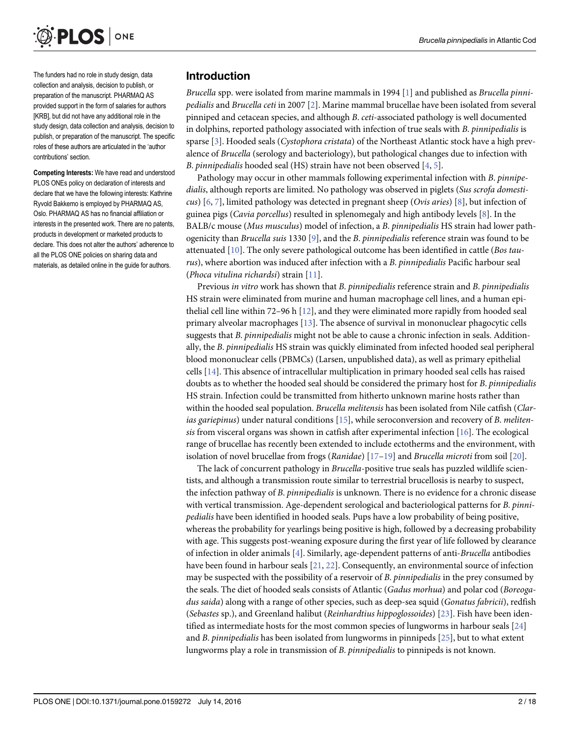The funders had no role in study design, data collection and analysis, decision to publish, or preparation of the manuscript. PHARMAQ AS provided support in the form of salaries for authors [KRB], but did not have any additional role in the study design, data collection and analysis, decision to publish, or preparation of the manuscript. The specific roles of these authors are articulated in the 'author contributions' section.

**Competing Interests:** We have read and understood PLOS ONEs policy on declaration of interests and declare that we have the following interests: Kathrine Ryvold Bakkemo is employed by PHARMAQ AS, Oslo. PHARMAQ AS has no financial affiliation or interests in the presented work. There are no patents, products in development or marketed products to declare. This does not alter the authors' adherence to all the PLOS ONE policies on sharing data and materials, as detailed online in the guide for authors.

## Introduction

*Brucella* spp. were isolated from marine mammals in 1994 [1] and published as *Brucella pinnipedialis* and *Brucella ceti* in 2007 [2]. Marine mammal brucellae have been isolated from several pinniped and cetacean species, and although *B*. *ceti*-associated pathology is well documented in dolphins, reported pathology associated with infection of true seals with *B*. *pinnipedialis* is sparse [3]. Hooded seals (*Cystophora cristata*) of the Northeast Atlantic stock have a high prevalence of *Brucella* (serology and bacteriology), but pathological changes due to infection with *B*. *pinnipedialis* hooded seal (HS) strain have not been observed [4, 5].

Pathology may occur in other mammals following experimental infection with *B*. *pinnipedialis*, although reports are limited. No pathology was observed in piglets (*Sus scrofa domesticus*) [6, 7], limited pathology was detected in pregnant sheep (*Ovis aries*) [8], but infection of guinea pigs (*Cavia porcellus*) resulted in splenomegaly and high antibody levels [8]. In the BALB/c mouse (*Mus musculus*) model of infection, a *B*. *pinnipedialis* HS strain had lower pathogenicity than *Brucella suis* 1330 [9], and the *B*. *pinnipedialis* reference strain was found to be attenuated [10]. The only severe pathological outcome has been identified in cattle (*Bos taurus*), where abortion was induced after infection with a *B*. *pinnipedialis* Pacific harbour seal (*Phoca vitulina richardsi*) strain [11].

Previous *in vitro* work has shown that *B*. *pinnipedialis* reference strain and *B*. *pinnipedialis* HS strain were eliminated from murine and human macrophage cell lines, and a human epithelial cell line within 72–96 h [12], and they were eliminated more rapidly from hooded seal primary alveolar macrophages [13]. The absence of survival in mononuclear phagocytic cells suggests that *B*. *pinnipedialis* might not be able to cause a chronic infection in seals. Additionally, the *B*. *pinnipedialis* HS strain was quickly eliminated from infected hooded seal peripheral blood mononuclear cells (PBMCs) (Larsen, unpublished data), as well as primary epithelial cells [14]. This absence of intracellular multiplication in primary hooded seal cells has raised doubts as to whether the hooded seal should be considered the primary host for *B*. *pinnipedialis* HS strain. Infection could be transmitted from hitherto unknown marine hosts rather than within the hooded seal population. *Brucella melitensis* has been isolated from Nile catfish (*Clarias gariepinus*) under natural conditions [15], while seroconversion and recovery of *B*. *melitensis* from visceral organs was shown in catfish after experimental infection [16]. The ecological range of brucellae has recently been extended to include ectotherms and the environment, with isolation of novel brucellae from frogs (*Ranidae*) [17–19] and *Brucella microti* from soil [20].

The lack of concurrent pathology in *Brucella*-positive true seals has puzzled wildlife scientists, and although a transmission route similar to terrestrial brucellosis is nearby to suspect, the infection pathway of *B*. *pinnipedialis* is unknown. There is no evidence for a chronic disease with vertical transmission. Age-dependent serological and bacteriological patterns for *B*. *pinnipedialis* have been identified in hooded seals. Pups have a low probability of being positive, whereas the probability for yearlings being positive is high, followed by a decreasing probability with age. This suggests post-weaning exposure during the first year of life followed by clearance of infection in older animals [4]. Similarly, age-dependent patterns of anti-*Brucella* antibodies have been found in harbour seals [21, 22]. Consequently, an environmental source of infection may be suspected with the possibility of a reservoir of *B*. *pinnipedialis* in the prey consumed by the seals. The diet of hooded seals consists of Atlantic (*Gadus morhua*) and polar cod (*Boreogadus saida*) along with a range of other species, such as deep-sea squid (*Gonatus fabricii*), redfish (*Sebastes* sp.), and Greenland halibut (*Reinhardtius hippoglossoides*) [23]. Fish have been identified as intermediate hosts for the most common species of lungworms in harbour seals [24] and *B*. *pinnipedialis* has been isolated from lungworms in pinnipeds [25], but to what extent lungworms play a role in transmission of *B*. *pinnipedialis* to pinnipeds is not known.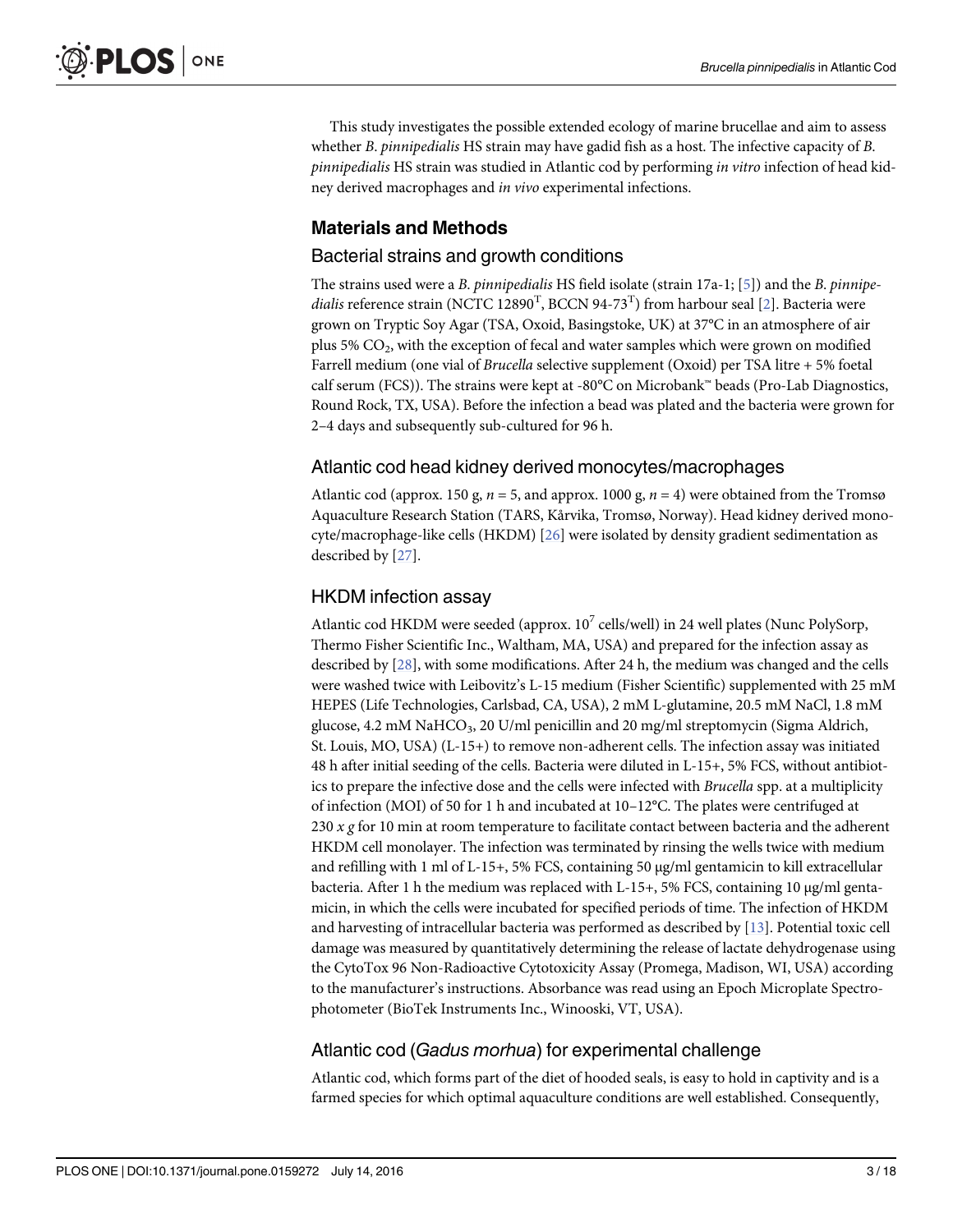This study investigates the possible extended ecology of marine brucellae and aim to assess whether *B. pinnipedialis* HS strain may have gadid fish as a host. The infective capacity of *B. pinnipedialis* HS strain was studied in Atlantic cod by performing *in vitro* infection of head kidney derived macrophages and *in vivo* experimental infections.

## Materials and Methods

### Bacterial strains and growth conditions

The strains used were a *B. pinnipedialis* HS field isolate (strain 17a-1; [5]) and the *B. pinnipedialis* reference strain (NCTC 12890$^T$, BCCN 94-73$^T$) from harbour seal [2]. Bacteria were grown on Tryptic Soy Agar (TSA, Oxoid, Basingstoke, UK) at 37°C in an atmosphere of air plus 5% $CO_2$, with the exception of fecal and water samples which were grown on modified Farrell medium (one vial of *Brucella* selective supplement (Oxoid) per TSA litre + 5% foetal calf serum (FCS)). The strains were kept at -80°C on Microbank™ beads (Pro-Lab Diagnostics, Round Rock, TX, USA). Before the infection a bead was plated and the bacteria were grown for 2–4 days and subsequently sub-cultured for 96 h.

### Atlantic cod head kidney derived monocytes/macrophages

Atlantic cod (approx. 150 g, *n* = 5, and approx. 1000 g, *n* = 4) were obtained from the Tromsø Aquaculture Research Station (TARS, Kårvika, Tromsø, Norway). Head kidney derived monocyte/macrophage-like cells (HKDM) [26] were isolated by density gradient sedimentation as described by [27].

### HKDM infection assay

Atlantic cod HKDM were seeded (approx. $10^7$ cells/well) in 24 well plates (Nunc PolySorp, Thermo Fisher Scientific Inc., Waltham, MA, USA) and prepared for the infection assay as described by [28], with some modifications. After 24 h, the medium was changed and the cells were washed twice with Leibovitz's L-15 medium (Fisher Scientific) supplemented with 25 mM HEPES (Life Technologies, Carlsbad, CA, USA), 2 mM L-glutamine, 20.5 mM NaCl, 1.8 mM glucose, 4.2 mM $NaHCO_3$, 20 U/ml penicillin and 20 mg/ml streptomycin (Sigma Aldrich, St. Louis, MO, USA) (L-15+) to remove non-adherent cells. The infection assay was initiated 48 h after initial seeding of the cells. Bacteria were diluted in L-15+, 5% FCS, without antibiotics to prepare the infective dose and the cells were infected with *Brucella* spp. at a multiplicity of infection (MOI) of 50 for 1 h and incubated at 10–12°C. The plates were centrifuged at 230 *x g* for 10 min at room temperature to facilitate contact between bacteria and the adherent HKDM cell monolayer. The infection was terminated by rinsing the wells twice with medium and refilling with 1 ml of L-15+, 5% FCS, containing 50 μg/ml gentamicin to kill extracellular bacteria. After 1 h the medium was replaced with L-15+, 5% FCS, containing 10 μg/ml gentamicin, in which the cells were incubated for specified periods of time. The infection of HKDM and harvesting of intracellular bacteria was performed as described by [13]. Potential toxic cell damage was measured by quantitatively determining the release of lactate dehydrogenase using the CytoTox 96 Non-Radioactive Cytotoxicity Assay (Promega, Madison, WI, USA) according to the manufacturer's instructions. Absorbance was read using an Epoch Microplate Spectrophotometer (BioTek Instruments Inc., Winooski, VT, USA).

### Atlantic cod (*Gadus morhua*) for experimental challenge

Atlantic cod, which forms part of the diet of hooded seals, is easy to hold in captivity and is a farmed species for which optimal aquaculture conditions are well established. Consequently,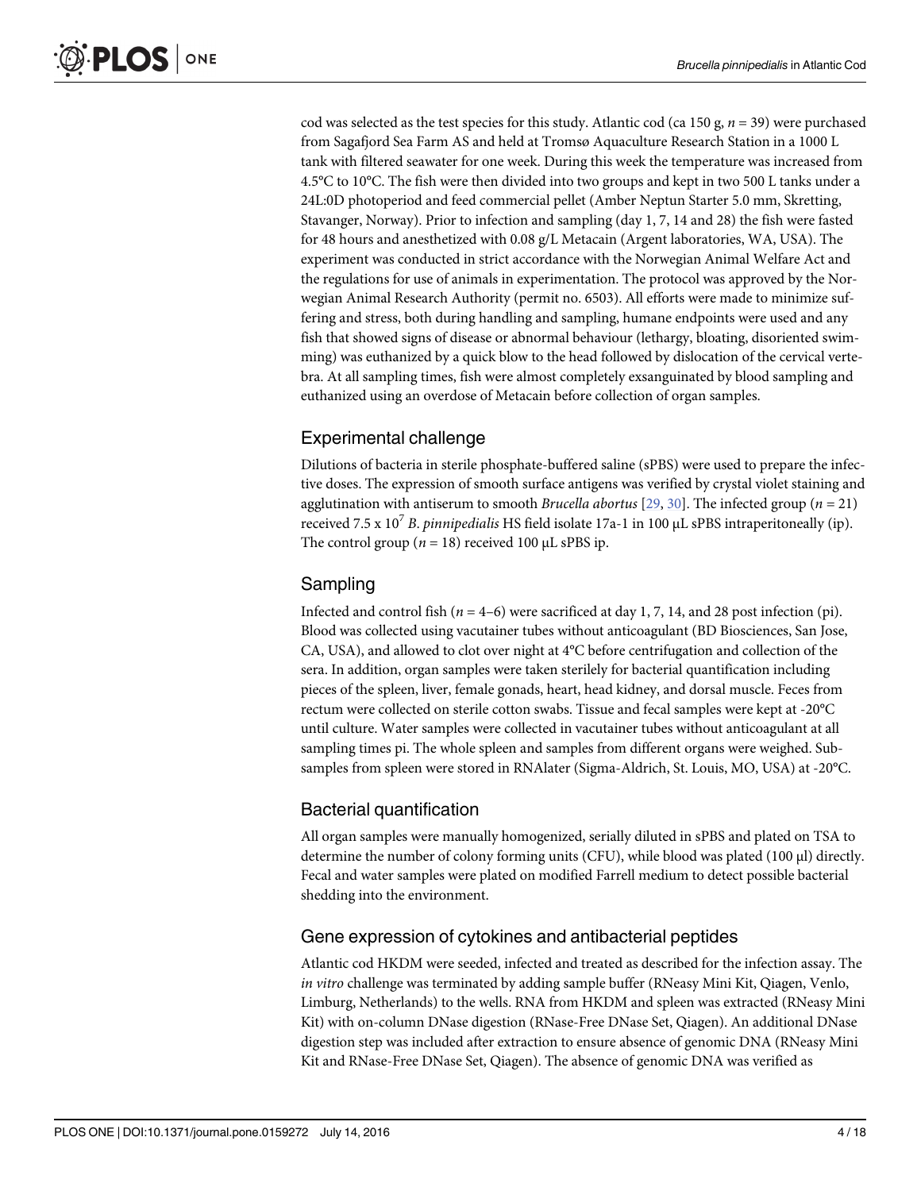cod was selected as the test species for this study. Atlantic cod (ca 150 g, *n* = 39) were purchased from Sagafjord Sea Farm AS and held at Tromsø Aquaculture Research Station in a 1000 L tank with filtered seawater for one week. During this week the temperature was increased from 4.5°C to 10°C. The fish were then divided into two groups and kept in two 500 L tanks under a 24L:0D photoperiod and feed commercial pellet (Amber Neptun Starter 5.0 mm, Skretting, Stavanger, Norway). Prior to infection and sampling (day 1, 7, 14 and 28) the fish were fasted for 48 hours and anesthetized with 0.08 g/L Metacain (Argent laboratories, WA, USA). The experiment was conducted in strict accordance with the Norwegian Animal Welfare Act and the regulations for use of animals in experimentation. The protocol was approved by the Norwegian Animal Research Authority (permit no. 6503). All efforts were made to minimize suffering and stress, both during handling and sampling, humane endpoints were used and any fish that showed signs of disease or abnormal behaviour (lethargy, bloating, disoriented swimming) was euthanized by a quick blow to the head followed by dislocation of the cervical vertebra. At all sampling times, fish were almost completely exsanguinated by blood sampling and euthanized using an overdose of Metacain before collection of organ samples.

## Experimental challenge

Dilutions of bacteria in sterile phosphate-buffered saline (sPBS) were used to prepare the infective doses. The expression of smooth surface antigens was verified by crystal violet staining and agglutination with antiserum to smooth *Brucella abortus* [29, 30]. The infected group (*n* = 21) received 7.5 x $10^7$ *B. pinnipedialis* HS field isolate 17a-1 in 100 μL sPBS intraperitoneally (ip). The control group (*n* = 18) received 100 μL sPBS ip.

## Sampling

Infected and control fish (*n* = 4–6) were sacrificed at day 1, 7, 14, and 28 post infection (pi). Blood was collected using vacutainer tubes without anticoagulant (BD Biosciences, San Jose, CA, USA), and allowed to clot over night at 4°C before centrifugation and collection of the sera. In addition, organ samples were taken sterilely for bacterial quantification including pieces of the spleen, liver, female gonads, heart, head kidney, and dorsal muscle. Feces from rectum were collected on sterile cotton swabs. Tissue and fecal samples were kept at -20°C until culture. Water samples were collected in vacutainer tubes without anticoagulant at all sampling times pi. The whole spleen and samples from different organs were weighed. Subsamples from spleen were stored in RNAlater (Sigma-Aldrich, St. Louis, MO, USA) at -20°C.

## Bacterial quantification

All organ samples were manually homogenized, serially diluted in sPBS and plated on TSA to determine the number of colony forming units (CFU), while blood was plated (100 μl) directly. Fecal and water samples were plated on modified Farrell medium to detect possible bacterial shedding into the environment.

## Gene expression of cytokines and antibacterial peptides

Atlantic cod HKDM were seeded, infected and treated as described for the infection assay. The *in vitro* challenge was terminated by adding sample buffer (RNeasy Mini Kit, Qiagen, Venlo, Limburg, Netherlands) to the wells. RNA from HKDM and spleen was extracted (RNeasy Mini Kit) with on-column DNase digestion (RNase-Free DNase Set, Qiagen). An additional DNase digestion step was included after extraction to ensure absence of genomic DNA (RNeasy Mini Kit and RNase-Free DNase Set, Qiagen). The absence of genomic DNA was verified as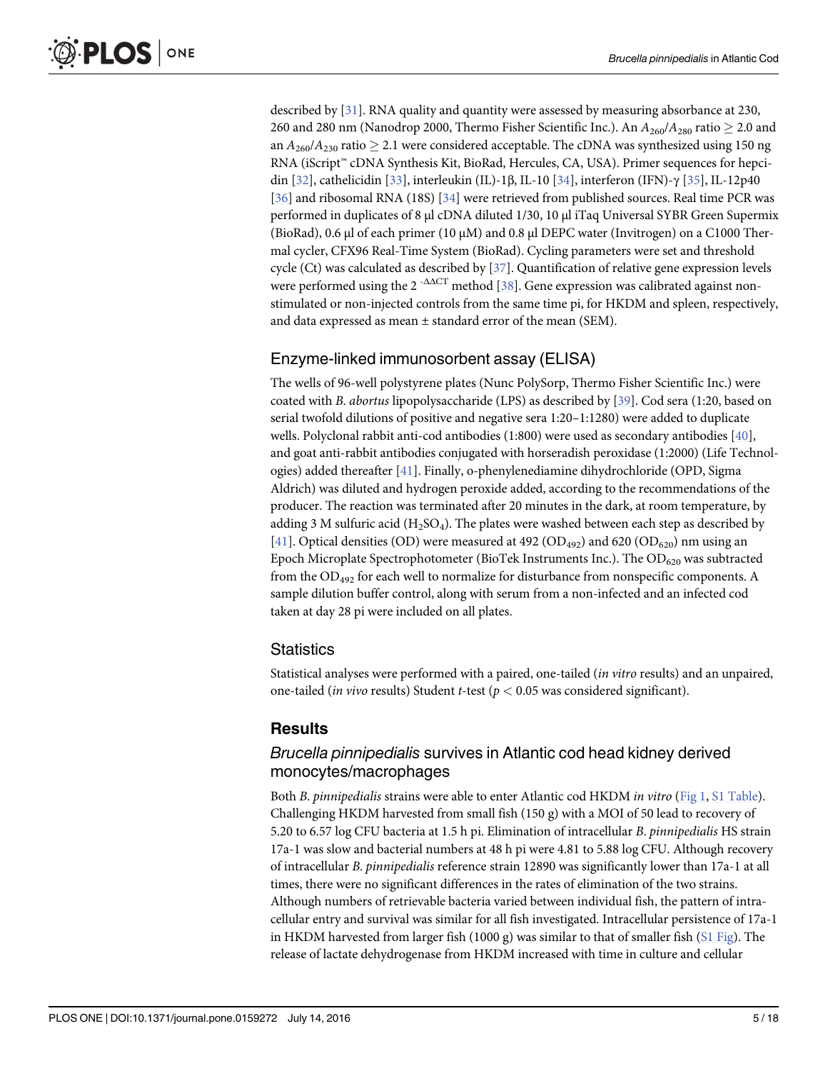described by [31]. RNA quality and quantity were assessed by measuring absorbance at 230, 260 and 280 nm (Nanodrop 2000, Thermo Fisher Scientific Inc.). An $A_{260}/A_{280}$ ratio $\geq 2.0$ and an $A_{260}/A_{230}$ ratio $\geq 2.1$ were considered acceptable. The cDNA was synthesized using 150 ng RNA (iScript™ cDNA Synthesis Kit, BioRad, Hercules, CA, USA). Primer sequences for hepcidin [32], cathelicidin [33], interleukin (IL)-1β, IL-10 [34], interferon (IFN)-γ [35], IL-12p40 [36] and ribosomal RNA (18S) [34] were retrieved from published sources. Real time PCR was performed in duplicates of 8 μl cDNA diluted 1/30, 10 μl iTaq Universal SYBR Green Supermix (BioRad), 0.6 μl of each primer (10 μM) and 0.8 μl DEPC water (Invitrogen) on a C1000 Thermal cycler, CFX96 Real-Time System (BioRad). Cycling parameters were set and threshold cycle (Ct) was calculated as described by [37]. Quantification of relative gene expression levels were performed using the $2^{-\Delta\Delta CT}$ method [38]. Gene expression was calibrated against non-stimulated or non-injected controls from the same time pi, for HKDM and spleen, respectively, and data expressed as mean ± standard error of the mean (SEM).

## Enzyme-linked immunosorbent assay (ELISA)

The wells of 96-well polystyrene plates (Nunc PolySorp, Thermo Fisher Scientific Inc.) were coated with *B. abortus* lipopolysaccharide (LPS) as described by [39]. Cod sera (1:20, based on serial twofold dilutions of positive and negative sera 1:20–1:1280) were added to duplicate wells. Polyclonal rabbit anti-cod antibodies (1:800) were used as secondary antibodies [40], and goat anti-rabbit antibodies conjugated with horseradish peroxidase (1:2000) (Life Technologies) added thereafter [41]. Finally, o-phenylenediamine dihydrochloride (OPD, Sigma Aldrich) was diluted and hydrogen peroxide added, according to the recommendations of the producer. The reaction was terminated after 20 minutes in the dark, at room temperature, by adding 3 M sulfuric acid ($H_2SO_4$). The plates were washed between each step as described by [41]. Optical densities (OD) were measured at 492 ($OD_{492}$) and 620 ($OD_{620}$) nm using an Epoch Microplate Spectrophotometer (BioTek Instruments Inc.). The $OD_{620}$ was subtracted from the $OD_{492}$ for each well to normalize for disturbance from nonspecific components. A sample dilution buffer control, along with serum from a non-infected and an infected cod taken at day 28 pi were included on all plates.

## Statistics

Statistical analyses were performed with a paired, one-tailed (*in vitro* results) and an unpaired, one-tailed (*in vivo* results) Student *t*-test ($p < 0.05$ was considered significant).

# Results

## *Brucella pinnipedialis* survives in Atlantic cod head kidney derived monocytes/macrophages

Both *B. pinnipedialis* strains were able to enter Atlantic cod HKDM *in vitro* (Fig 1, S1 Table). Challenging HKDM harvested from small fish (150 g) with a MOI of 50 lead to recovery of 5.20 to 6.57 log CFU bacteria at 1.5 h pi. Elimination of intracellular *B. pinnipedialis* HS strain 17a-1 was slow and bacterial numbers at 48 h pi were 4.81 to 5.88 log CFU. Although recovery of intracellular *B. pinnipedialis* reference strain 12890 was significantly lower than 17a-1 at all times, there were no significant differences in the rates of elimination of the two strains. Although numbers of retrievable bacteria varied between individual fish, the pattern of intracellular entry and survival was similar for all fish investigated. Intracellular persistence of 17a-1 in HKDM harvested from larger fish (1000 g) was similar to that of smaller fish (S1 Fig). The release of lactate dehydrogenase from HKDM increased with time in culture and cellular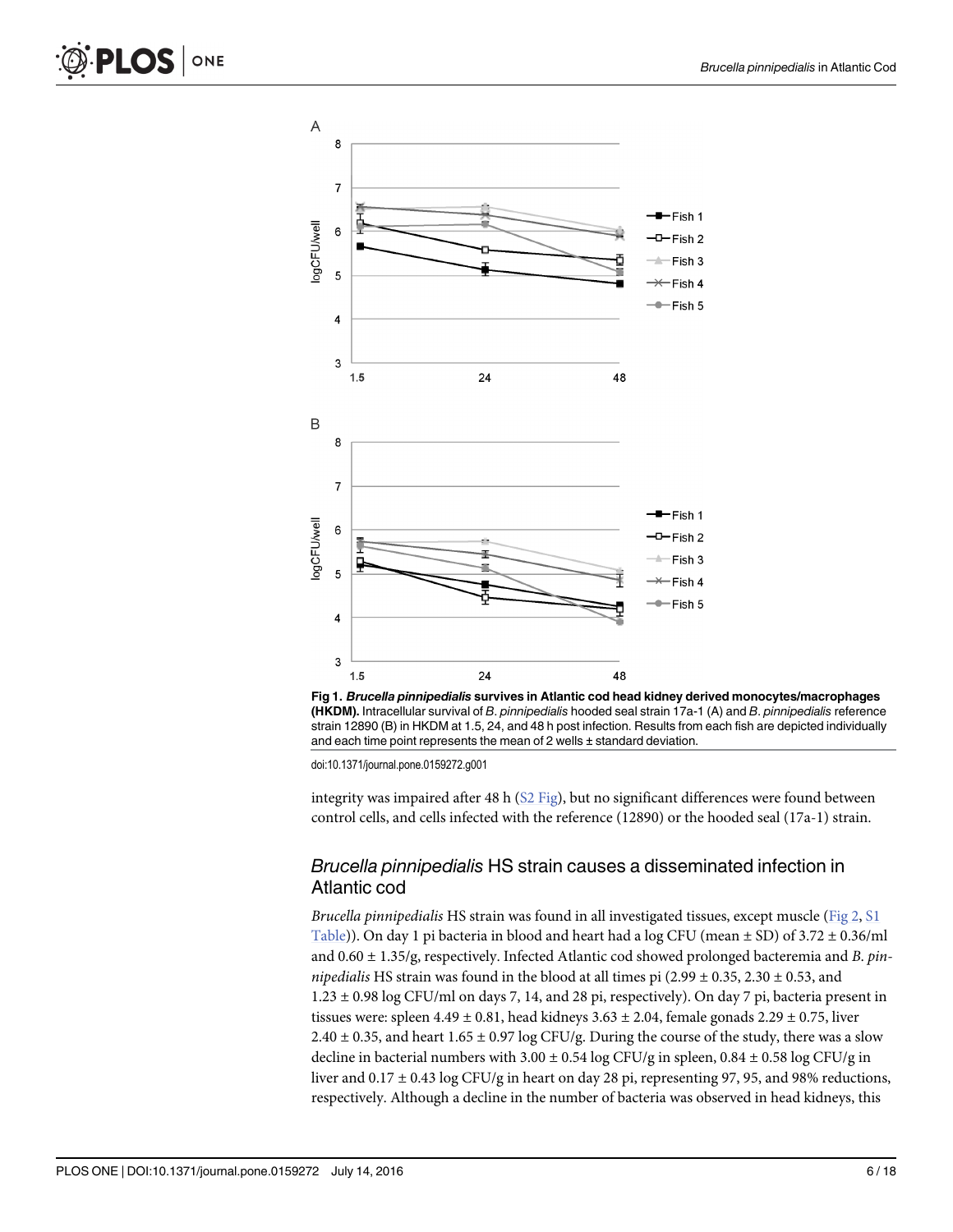**Fig 1. *Brucella pinnipedialis* survives in Atlantic cod head kidney derived monocytes/macrophages (HKDM).** Intracellular survival of *B*. *pinnipedialis* hooded seal strain 17a-1 (A) and *B*. *pinnipedialis* reference strain 12890 (B) in HKDM at 1.5, 24, and 48 h post infection. Results from each fish are depicted individually and each time point represents the mean of 2 wells ± standard deviation.

doi:10.1371/journal.pone.0159272.g001

integrity was impaired after 48 h (S2 Fig), but no significant differences were found between control cells, and cells infected with the reference (12890) or the hooded seal (17a-1) strain.

## *Brucella pinnipedialis* HS strain causes a disseminated infection in Atlantic cod

*Brucella pinnipedialis* HS strain was found in all investigated tissues, except muscle (Fig 2, S1 Table)). On day 1 pi bacteria in blood and heart had a log CFU (mean ± SD) of 3.72 ± 0.36/ml and 0.60 ± 1.35/g, respectively. Infected Atlantic cod showed prolonged bacteremia and *B*. *pinnipedialis* HS strain was found in the blood at all times pi (2.99 ± 0.35, 2.30 ± 0.53, and 1.23 ± 0.98 log CFU/ml on days 7, 14, and 28 pi, respectively). On day 7 pi, bacteria present in tissues were: spleen 4.49 ± 0.81, head kidneys 3.63 ± 2.04, female gonads 2.29 ± 0.75, liver 2.40 ± 0.35, and heart 1.65 ± 0.97 log CFU/g. During the course of the study, there was a slow decline in bacterial numbers with 3.00 ± 0.54 log CFU/g in spleen, 0.84 ± 0.58 log CFU/g in liver and 0.17 ± 0.43 log CFU/g in heart on day 28 pi, representing 97, 95, and 98% reductions, respectively. Although a decline in the number of bacteria was observed in head kidneys, this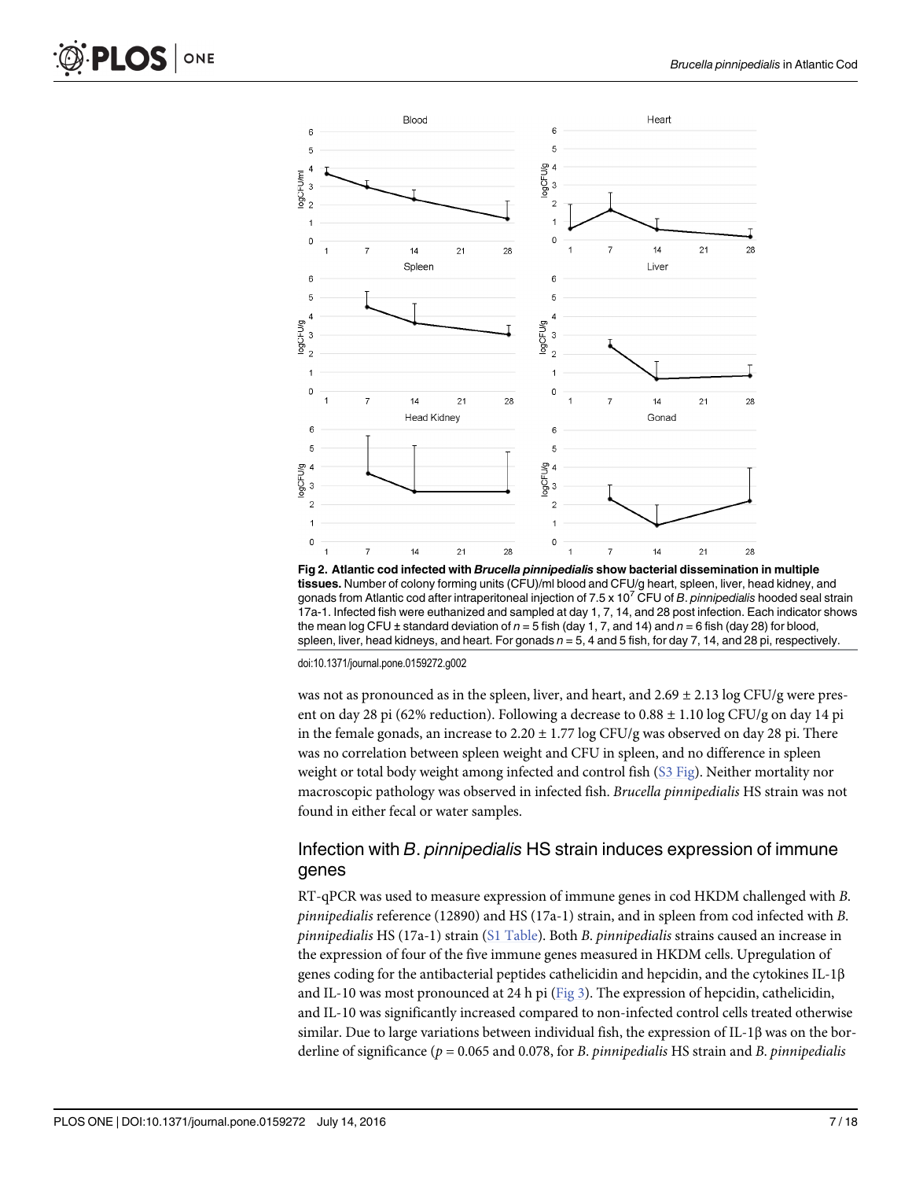Fig 2. Atlantic cod infected with ***Brucella pinnipedialis*** show bacterial dissemination in multiple tissues. Number of colony forming units (CFU)/ml blood and CFU/g heart, spleen, liver, head kidney, and gonads from Atlantic cod after intraperitoneal injection of 7.5 x $10^7$ CFU of *B*. *pinnipedialis* hooded seal strain 17a-1. Infected fish were euthanized and sampled at day 1, 7, 14, and 28 post infection. Each indicator shows the mean log CFU ± standard deviation of *n* = 5 fish (day 1, 7, and 14) and *n* = 6 fish (day 28) for blood, spleen, liver, head kidneys, and heart. For gonads *n* = 5, 4 and 5 fish, for day 7, 14, and 28 pi, respectively.

doi:10.1371/journal.pone.0159272.g002

was not as pronounced as in the spleen, liver, and heart, and 2.69 ± 2.13 log CFU/g were present on day 28 pi (62% reduction). Following a decrease to 0.88 ± 1.10 log CFU/g on day 14 pi in the female gonads, an increase to 2.20 ± 1.77 log CFU/g was observed on day 28 pi. There was no correlation between spleen weight and CFU in spleen, and no difference in spleen weight or total body weight among infected and control fish (S3 Fig). Neither mortality nor macroscopic pathology was observed in infected fish. *Brucella pinnipedialis* HS strain was not found in either fecal or water samples.

## Infection with *B*. *pinnipedialis* HS strain induces expression of immune genes

RT-qPCR was used to measure expression of immune genes in cod HKDM challenged with *B*. *pinnipedialis* reference (12890) and HS (17a-1) strain, and in spleen from cod infected with *B*. *pinnipedialis* HS (17a-1) strain (S1 Table). Both *B*. *pinnipedialis* strains caused an increase in the expression of four of the five immune genes measured in HKDM cells. Upregulation of genes coding for the antibacterial peptides cathelicidin and hepcidin, and the cytokines IL-1β and IL-10 was most pronounced at 24 h pi (Fig 3). The expression of hepcidin, cathelicidin, and IL-10 was significantly increased compared to non-infected control cells treated otherwise similar. Due to large variations between individual fish, the expression of IL-1β was on the borderline of significance ($p = 0.065$ and 0.078, for *B*. *pinnipedialis* HS strain and *B*. *pinnipedialis*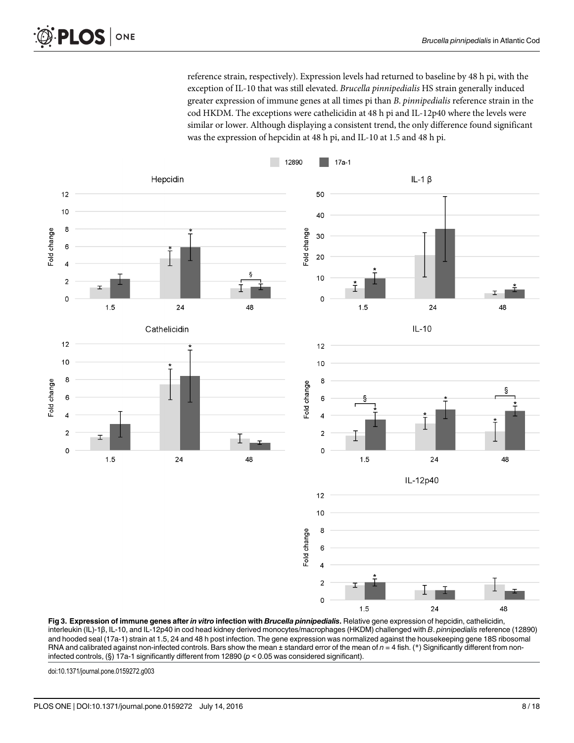reference strain, respectively). Expression levels had returned to baseline by 48 h pi, with the exception of IL-10 that was still elevated. *Brucella pinnipedialis* HS strain generally induced greater expression of immune genes at all times pi than *B. pinnipedialis* reference strain in the cod HKDM. The exceptions were cathelicidin at 48 h pi and IL-12p40 where the levels were similar or lower. Although displaying a consistent trend, the only difference found significant was the expression of hepcidin at 48 h pi, and IL-10 at 1.5 and 48 h pi.

**Fig 3. Expression of immune genes after *in vitro* infection with *Brucella pinnipedialis*.** Relative gene expression of hepcidin, cathelicidin, interleukin (IL)-1β, IL-10, and IL-12p40 in cod head kidney derived monocytes/macrophages (HKDM) challenged with *B. pinnipedialis* reference (12890) and hooded seal (17a-1) strain at 1.5, 24 and 48 h post infection. The gene expression was normalized against the housekeeping gene 18S ribosomal RNA and calibrated against non-infected controls. Bars show the mean ± standard error of the mean of $n = 4$ fish. (*) Significantly different from non-infected controls, (§) 17a-1 significantly different from 12890 ($p < 0.05$ was considered significant).

doi:10.1371/journal.pone.0159272.g003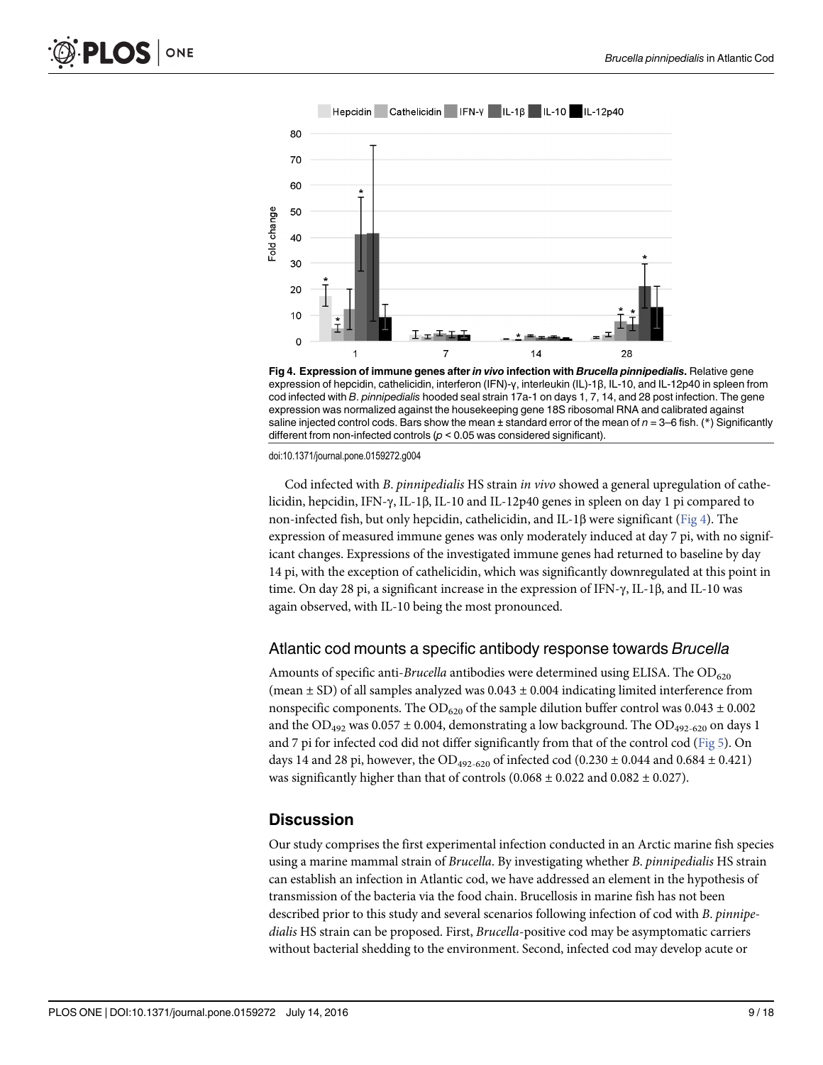Fig 4. Expression of immune genes after *in vivo* infection with *Brucella pinnipedialis*. Relative gene expression of hepcidin, cathelicidin, interferon (IFN)-γ, interleukin (IL)-1β, IL-10, and IL-12p40 in spleen from cod infected with *B. pinnipedialis* hooded seal strain 17a-1 on days 1, 7, 14, and 28 post infection. The gene expression was normalized against the housekeeping gene 18S ribosomal RNA and calibrated against saline injected control cods. Bars show the mean ± standard error of the mean of $n = 3–6$ fish. (*) Significantly different from non-infected controls ($p < 0.05$ was considered significant).

doi:10.1371/journal.pone.0159272.g004

Cod infected with *B. pinnipedialis* HS strain *in vivo* showed a general upregulation of cathelicidin, hepcidin, IFN-γ, IL-1β, IL-10 and IL-12p40 genes in spleen on day 1 pi compared to non-infected fish, but only hepcidin, cathelicidin, and IL-1β were significant (Fig 4). The expression of measured immune genes was only moderately induced at day 7 pi, with no significant changes. Expressions of the investigated immune genes had returned to baseline by day 14 pi, with the exception of cathelicidin, which was significantly downregulated at this point in time. On day 28 pi, a significant increase in the expression of IFN-γ, IL-1β, and IL-10 was again observed, with IL-10 being the most pronounced.

## Atlantic cod mounts a specific antibody response towards *Brucella*

Amounts of specific anti-*Brucella* antibodies were determined using ELISA. The $OD_{620}$ (mean ± SD) of all samples analyzed was 0.043 ± 0.004 indicating limited interference from nonspecific components. The $OD_{620}$ of the sample dilution buffer control was 0.043 ± 0.002 and the $OD_{492}$ was 0.057 ± 0.004, demonstrating a low background. The $OD_{492-620}$ on days 1 and 7 pi for infected cod did not differ significantly from that of the control cod (Fig 5). On days 14 and 28 pi, however, the $OD_{492-620}$ of infected cod (0.230 ± 0.044 and 0.684 ± 0.421) was significantly higher than that of controls (0.068 ± 0.022 and 0.082 ± 0.027).

# Discussion

Our study comprises the first experimental infection conducted in an Arctic marine fish species using a marine mammal strain of *Brucella*. By investigating whether *B. pinnipedialis* HS strain can establish an infection in Atlantic cod, we have addressed an element in the hypothesis of transmission of the bacteria via the food chain. Brucellosis in marine fish has not been described prior to this study and several scenarios following infection of cod with *B. pinnipedialis* HS strain can be proposed. First, *Brucella*-positive cod may be asymptomatic carriers without bacterial shedding to the environment. Second, infected cod may develop acute or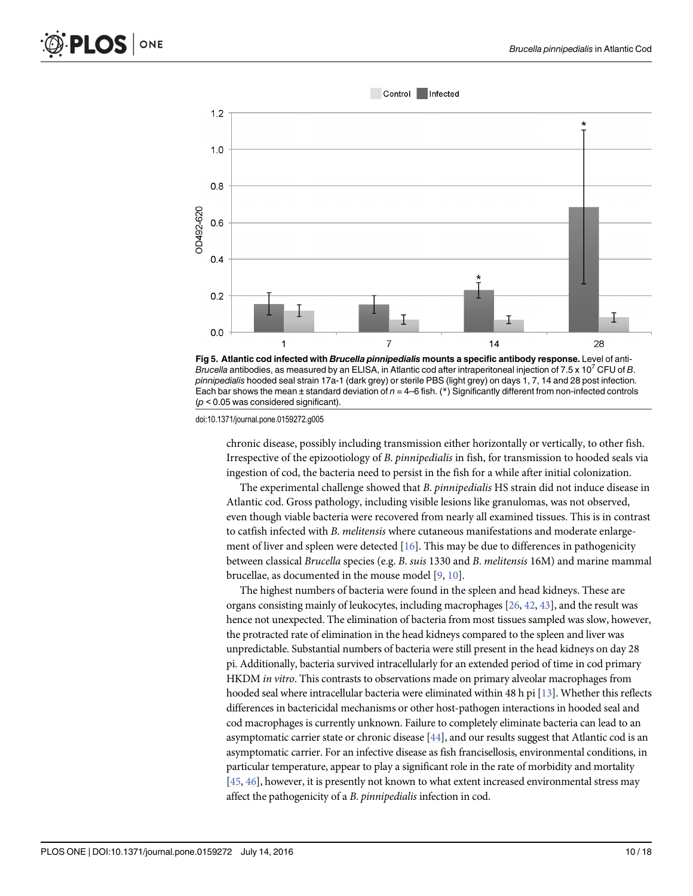Fig 5. Atlantic cod infected with *Brucella pinnipedialis* mounts a specific antibody response. Level of anti-*Brucella* antibodies, as measured by an ELISA, in Atlantic cod after intraperitoneal injection of 7.5 x $10^7$ CFU of *B. pinnipedialis* hooded seal strain 17a-1 (dark grey) or sterile PBS (light grey) on days 1, 7, 14 and 28 post infection. Each bar shows the mean ± standard deviation of $n$ = 4–6 fish. (*) Significantly different from non-infected controls ($p < 0.05$ was considered significant).

doi:10.1371/journal.pone.0159272.g005

chronic disease, possibly including transmission either horizontally or vertically, to other fish. Irrespective of the epizootiology of *B. pinnipedialis* in fish, for transmission to hooded seals via ingestion of cod, the bacteria need to persist in the fish for a while after initial colonization.

The experimental challenge showed that *B. pinnipedialis* HS strain did not induce disease in Atlantic cod. Gross pathology, including visible lesions like granulomas, was not observed, even though viable bacteria were recovered from nearly all examined tissues. This is in contrast to catfish infected with *B. melitensis* where cutaneous manifestations and moderate enlargement of liver and spleen were detected [16]. This may be due to differences in pathogenicity between classical *Brucella* species (e.g. *B. suis* 1330 and *B. melitensis* 16M) and marine mammal brucellae, as documented in the mouse model [9, 10].

The highest numbers of bacteria were found in the spleen and head kidneys. These are organs consisting mainly of leukocytes, including macrophages [26, 42, 43], and the result was hence not unexpected. The elimination of bacteria from most tissues sampled was slow, however, the protracted rate of elimination in the head kidneys compared to the spleen and liver was unpredictable. Substantial numbers of bacteria were still present in the head kidneys on day 28 pi. Additionally, bacteria survived intracellularly for an extended period of time in cod primary HKDM *in vitro*. This contrasts to observations made on primary alveolar macrophages from hooded seal where intracellular bacteria were eliminated within 48 h pi [13]. Whether this reflects differences in bactericidal mechanisms or other host-pathogen interactions in hooded seal and cod macrophages is currently unknown. Failure to completely eliminate bacteria can lead to an asymptomatic carrier state or chronic disease [44], and our results suggest that Atlantic cod is an asymptomatic carrier. For an infective disease as fish francisellosis, environmental conditions, in particular temperature, appear to play a significant role in the rate of morbidity and mortality [45, 46], however, it is presently not known to what extent increased environmental stress may affect the pathogenicity of a *B. pinnipedialis* infection in cod.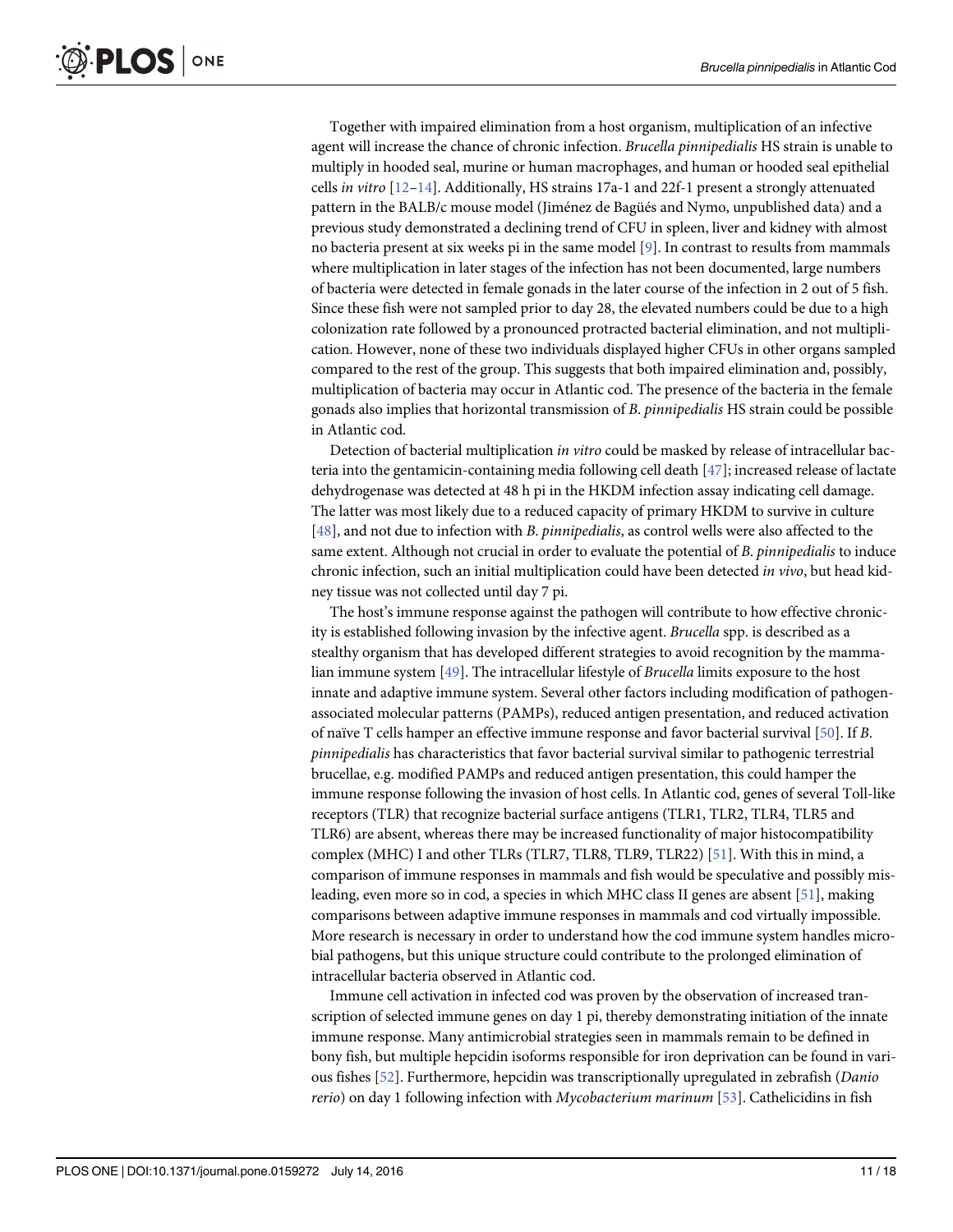Together with impaired elimination from a host organism, multiplication of an infective agent will increase the chance of chronic infection. *Brucella pinnipedialis* HS strain is unable to multiply in hooded seal, murine or human macrophages, and human or hooded seal epithelial cells *in vitro* [12–14]. Additionally, HS strains 17a-1 and 22f-1 present a strongly attenuated pattern in the BALB/c mouse model (Jiménez de Bagüés and Nymo, unpublished data) and a previous study demonstrated a declining trend of CFU in spleen, liver and kidney with almost no bacteria present at six weeks pi in the same model [9]. In contrast to results from mammals where multiplication in later stages of the infection has not been documented, large numbers of bacteria were detected in female gonads in the later course of the infection in 2 out of 5 fish. Since these fish were not sampled prior to day 28, the elevated numbers could be due to a high colonization rate followed by a pronounced protracted bacterial elimination, and not multiplication. However, none of these two individuals displayed higher CFUs in other organs sampled compared to the rest of the group. This suggests that both impaired elimination and, possibly, multiplication of bacteria may occur in Atlantic cod. The presence of the bacteria in the female gonads also implies that horizontal transmission of *B. pinnipedialis* HS strain could be possible in Atlantic cod.

Detection of bacterial multiplication *in vitro* could be masked by release of intracellular bacteria into the gentamicin-containing media following cell death [47]; increased release of lactate dehydrogenase was detected at 48 h pi in the HKDM infection assay indicating cell damage. The latter was most likely due to a reduced capacity of primary HKDM to survive in culture [48], and not due to infection with *B. pinnipedialis*, as control wells were also affected to the same extent. Although not crucial in order to evaluate the potential of *B. pinnipedialis* to induce chronic infection, such an initial multiplication could have been detected *in vivo*, but head kidney tissue was not collected until day 7 pi.

The host's immune response against the pathogen will contribute to how effective chronicity is established following invasion by the infective agent. *Brucella* spp. is described as a stealthy organism that has developed different strategies to avoid recognition by the mammalian immune system [49]. The intracellular lifestyle of *Brucella* limits exposure to the host innate and adaptive immune system. Several other factors including modification of pathogen-associated molecular patterns (PAMPs), reduced antigen presentation, and reduced activation of naïve T cells hamper an effective immune response and favor bacterial survival [50]. If *B. pinnipedialis* has characteristics that favor bacterial survival similar to pathogenic terrestrial brucellae, e.g. modified PAMPs and reduced antigen presentation, this could hamper the immune response following the invasion of host cells. In Atlantic cod, genes of several Toll-like receptors (TLR) that recognize bacterial surface antigens (TLR1, TLR2, TLR4, TLR5 and TLR6) are absent, whereas there may be increased functionality of major histocompatibility complex (MHC) I and other TLRs (TLR7, TLR8, TLR9, TLR22) [51]. With this in mind, a comparison of immune responses in mammals and fish would be speculative and possibly misleading, even more so in cod, a species in which MHC class II genes are absent [51], making comparisons between adaptive immune responses in mammals and cod virtually impossible. More research is necessary in order to understand how the cod immune system handles microbial pathogens, but this unique structure could contribute to the prolonged elimination of intracellular bacteria observed in Atlantic cod.

Immune cell activation in infected cod was proven by the observation of increased transcription of selected immune genes on day 1 pi, thereby demonstrating initiation of the innate immune response. Many antimicrobial strategies seen in mammals remain to be defined in bony fish, but multiple hepcidin isoforms responsible for iron deprivation can be found in various fishes [52]. Furthermore, hepcidin was transcriptionally upregulated in zebrafish (*Danio rerio*) on day 1 following infection with *Mycobacterium marinum* [53]. Cathelicidins in fish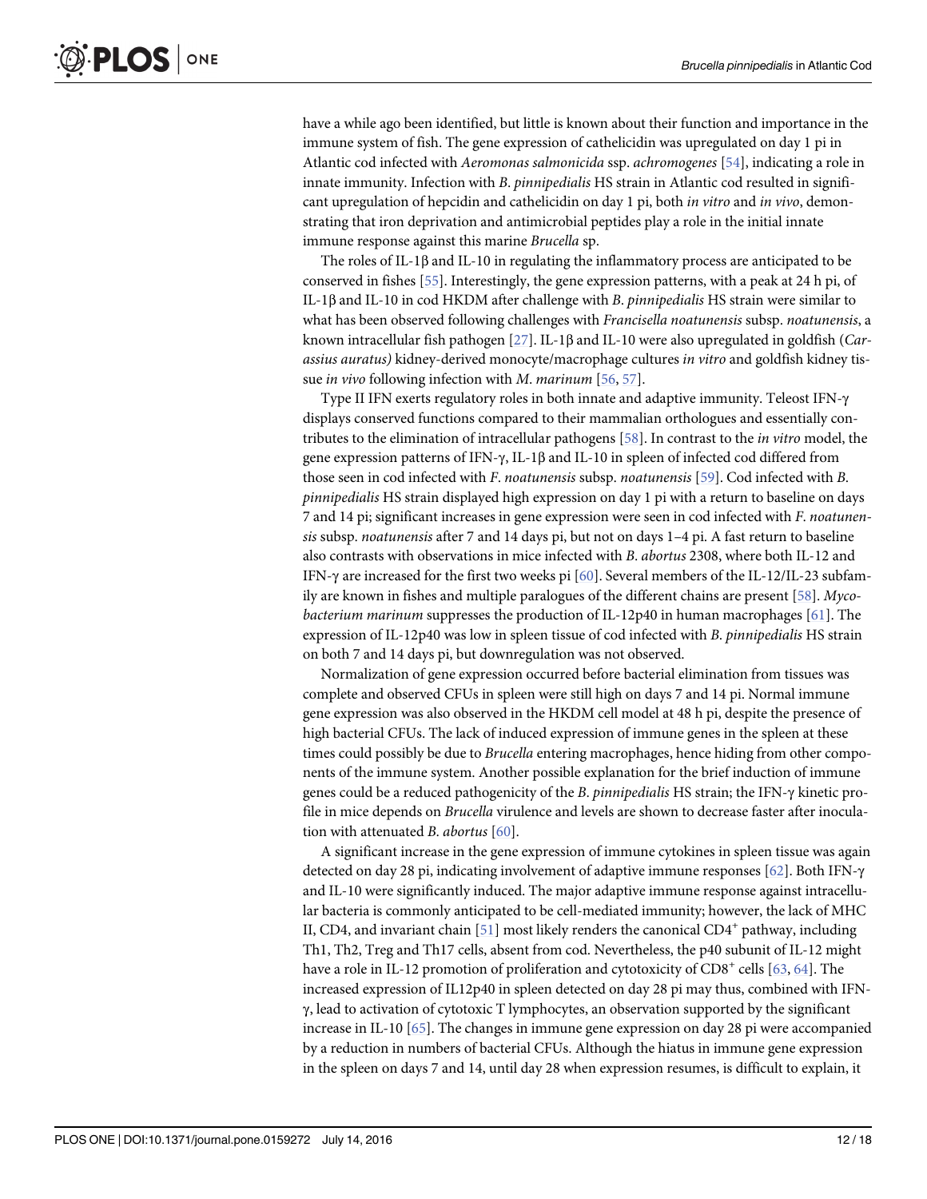have a while ago been identified, but little is known about their function and importance in the immune system of fish. The gene expression of cathelicidin was upregulated on day 1 pi in Atlantic cod infected with *Aeromonas salmonicida* ssp. *achromogenes* [54], indicating a role in innate immunity. Infection with *B. pinnipedialis* HS strain in Atlantic cod resulted in significant upregulation of hepcidin and cathelicidin on day 1 pi, both *in vitro* and *in vivo*, demonstrating that iron deprivation and antimicrobial peptides play a role in the initial innate immune response against this marine *Brucella* sp.

The roles of IL-1β and IL-10 in regulating the inflammatory process are anticipated to be conserved in fishes [55]. Interestingly, the gene expression patterns, with a peak at 24 h pi, of IL-1β and IL-10 in cod HKDM after challenge with *B. pinnipedialis* HS strain were similar to what has been observed following challenges with *Francisella noatunensis* subsp. *noatunensis*, a known intracellular fish pathogen [27]. IL-1β and IL-10 were also upregulated in goldfish (*Carassius auratus)* kidney-derived monocyte/macrophage cultures *in vitro* and goldfish kidney tissue *in vivo* following infection with *M. marinum* [56, 57].

Type II IFN exerts regulatory roles in both innate and adaptive immunity. Teleost IFN-γ displays conserved functions compared to their mammalian orthologues and essentially contributes to the elimination of intracellular pathogens [58]. In contrast to the *in vitro* model, the gene expression patterns of IFN-γ, IL-1β and IL-10 in spleen of infected cod differed from those seen in cod infected with *F. noatunensis* subsp. *noatunensis* [59]. Cod infected with *B. pinnipedialis* HS strain displayed high expression on day 1 pi with a return to baseline on days 7 and 14 pi; significant increases in gene expression were seen in cod infected with *F. noatunensis* subsp. *noatunensis* after 7 and 14 days pi, but not on days 1–4 pi. A fast return to baseline also contrasts with observations in mice infected with *B. abortus* 2308, where both IL-12 and IFN-γ are increased for the first two weeks pi [60]. Several members of the IL-12/IL-23 subfamily are known in fishes and multiple paralogues of the different chains are present [58]. *Mycobacterium marinum* suppresses the production of IL-12p40 in human macrophages [61]. The expression of IL-12p40 was low in spleen tissue of cod infected with *B. pinnipedialis* HS strain on both 7 and 14 days pi, but downregulation was not observed.

Normalization of gene expression occurred before bacterial elimination from tissues was complete and observed CFUs in spleen were still high on days 7 and 14 pi. Normal immune gene expression was also observed in the HKDM cell model at 48 h pi, despite the presence of high bacterial CFUs. The lack of induced expression of immune genes in the spleen at these times could possibly be due to *Brucella* entering macrophages, hence hiding from other components of the immune system. Another possible explanation for the brief induction of immune genes could be a reduced pathogenicity of the *B. pinnipedialis* HS strain; the IFN-γ kinetic profile in mice depends on *Brucella* virulence and levels are shown to decrease faster after inoculation with attenuated *B. abortus* [60].

A significant increase in the gene expression of immune cytokines in spleen tissue was again detected on day 28 pi, indicating involvement of adaptive immune responses [62]. Both IFN-γ and IL-10 were significantly induced. The major adaptive immune response against intracellular bacteria is commonly anticipated to be cell-mediated immunity; however, the lack of MHC II, CD4, and invariant chain [51] most likely renders the canonical $CD4^+$ pathway, including Th1, Th2, Treg and Th17 cells, absent from cod. Nevertheless, the p40 subunit of IL-12 might have a role in IL-12 promotion of proliferation and cytotoxicity of $CD8^+$ cells [63, 64]. The increased expression of IL12p40 in spleen detected on day 28 pi may thus, combined with IFN-γ, lead to activation of cytotoxic T lymphocytes, an observation supported by the significant increase in IL-10 [65]. The changes in immune gene expression on day 28 pi were accompanied by a reduction in numbers of bacterial CFUs. Although the hiatus in immune gene expression in the spleen on days 7 and 14, until day 28 when expression resumes, is difficult to explain, it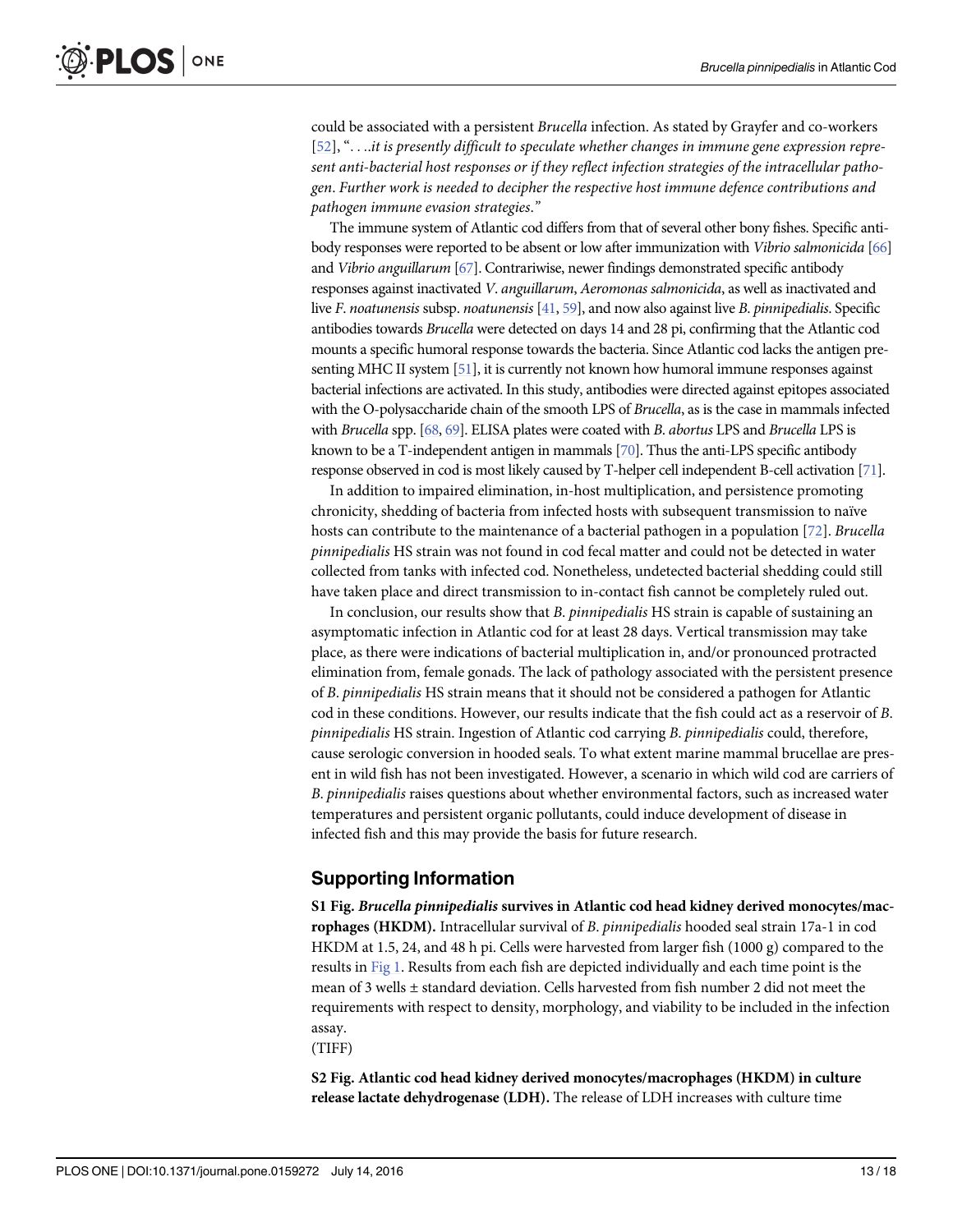could be associated with a persistent *Brucella* infection. As stated by Grayfer and co-workers [52], "*. . .it is presently difficult to speculate whether changes in immune gene expression represent anti-bacterial host responses or if they reflect infection strategies of the intracellular pathogen. Further work is needed to decipher the respective host immune defence contributions and pathogen immune evasion strategies.*"

The immune system of Atlantic cod differs from that of several other bony fishes. Specific antibody responses were reported to be absent or low after immunization with *Vibrio salmonicida* [66] and *Vibrio anguillarum* [67]. Contrariwise, newer findings demonstrated specific antibody responses against inactivated *V*. *anguillarum*, *Aeromonas salmonicida*, as well as inactivated and live *F*. *noatunensis* subsp. *noatunensis* [41, 59], and now also against live *B*. *pinnipedialis*. Specific antibodies towards *Brucella* were detected on days 14 and 28 pi, confirming that the Atlantic cod mounts a specific humoral response towards the bacteria. Since Atlantic cod lacks the antigen presenting MHC II system [51], it is currently not known how humoral immune responses against bacterial infections are activated. In this study, antibodies were directed against epitopes associated with the O-polysaccharide chain of the smooth LPS of *Brucella*, as is the case in mammals infected with *Brucella* spp. [68, 69]. ELISA plates were coated with *B*. *abortus* LPS and *Brucella* LPS is known to be a T-independent antigen in mammals [70]. Thus the anti-LPS specific antibody response observed in cod is most likely caused by T-helper cell independent B-cell activation [71].

In addition to impaired elimination, in-host multiplication, and persistence promoting chronicity, shedding of bacteria from infected hosts with subsequent transmission to naïve hosts can contribute to the maintenance of a bacterial pathogen in a population [72]. *Brucella pinnipedialis* HS strain was not found in cod fecal matter and could not be detected in water collected from tanks with infected cod. Nonetheless, undetected bacterial shedding could still have taken place and direct transmission to in-contact fish cannot be completely ruled out.

In conclusion, our results show that *B*. *pinnipedialis* HS strain is capable of sustaining an asymptomatic infection in Atlantic cod for at least 28 days. Vertical transmission may take place, as there were indications of bacterial multiplication in, and/or pronounced protracted elimination from, female gonads. The lack of pathology associated with the persistent presence of *B*. *pinnipedialis* HS strain means that it should not be considered a pathogen for Atlantic cod in these conditions. However, our results indicate that the fish could act as a reservoir of *B*. *pinnipedialis* HS strain. Ingestion of Atlantic cod carrying *B*. *pinnipedialis* could, therefore, cause serologic conversion in hooded seals. To what extent marine mammal brucellae are present in wild fish has not been investigated. However, a scenario in which wild cod are carriers of *B*. *pinnipedialis* raises questions about whether environmental factors, such as increased water temperatures and persistent organic pollutants, could induce development of disease in infected fish and this may provide the basis for future research.

## Supporting Information

**S1 Fig. *Brucella pinnipedialis* survives in Atlantic cod head kidney derived monocytes/macrophages (HKDM).** Intracellular survival of *B*. *pinnipedialis* hooded seal strain 17a-1 in cod HKDM at 1.5, 24, and 48 h pi. Cells were harvested from larger fish (1000 g) compared to the results in Fig 1. Results from each fish are depicted individually and each time point is the mean of 3 wells ± standard deviation. Cells harvested from fish number 2 did not meet the requirements with respect to density, morphology, and viability to be included in the infection assay.
(TIFF)

**S2 Fig. Atlantic cod head kidney derived monocytes/macrophages (HKDM) in culture release lactate dehydrogenase (LDH).** The release of LDH increases with culture time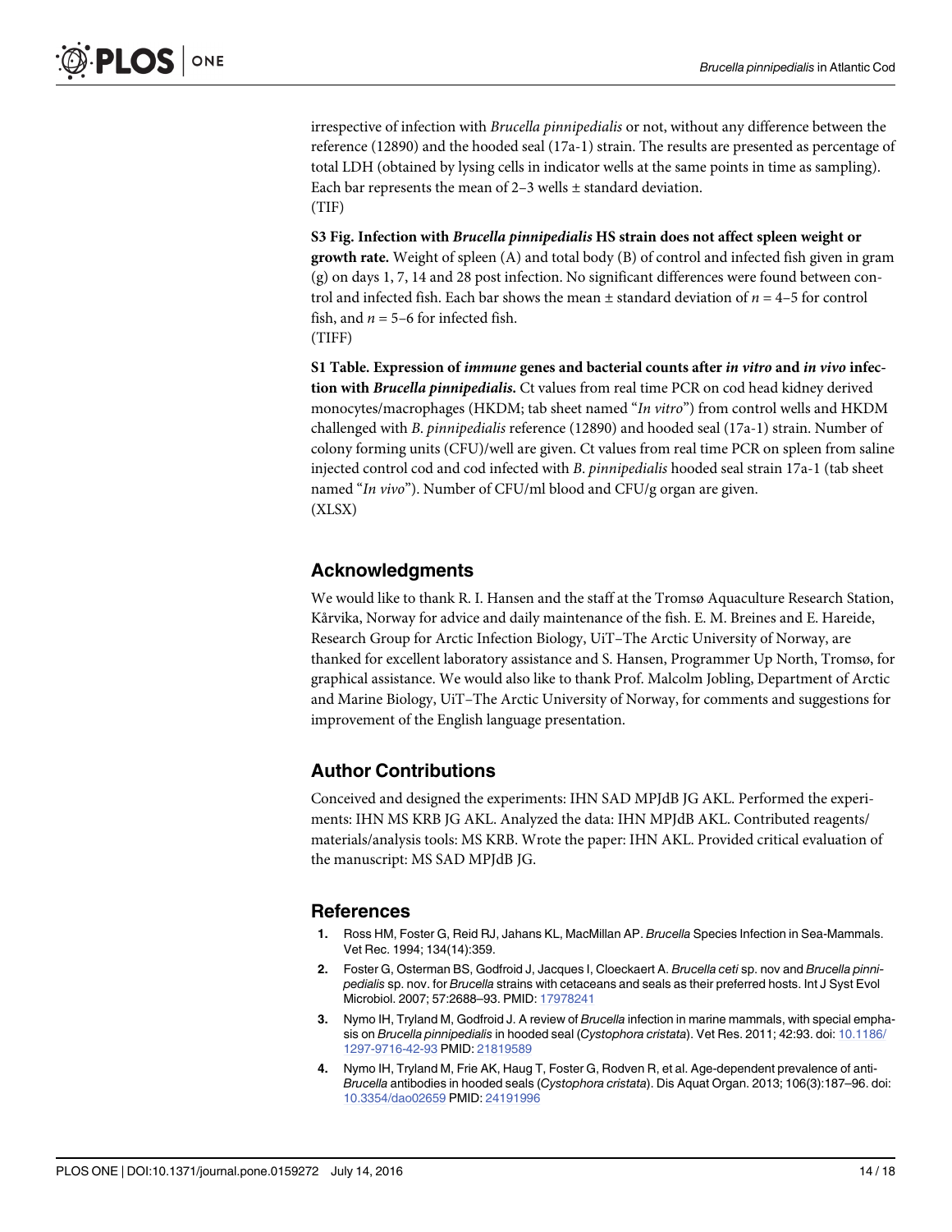irrespective of infection with *Brucella pinnipedialis* or not, without any difference between the reference (12890) and the hooded seal (17a-1) strain. The results are presented as percentage of total LDH (obtained by lysing cells in indicator wells at the same points in time as sampling). Each bar represents the mean of 2–3 wells ± standard deviation.
(TIF)

**S3 Fig. Infection with *Brucella pinnipedialis* HS strain does not affect spleen weight or growth rate.** Weight of spleen (A) and total body (B) of control and infected fish given in gram (g) on days 1, 7, 14 and 28 post infection. No significant differences were found between control and infected fish. Each bar shows the mean ± standard deviation of $n$ = 4–5 for control fish, and $n$ = 5–6 for infected fish.
(TIFF)

**S1 Table. Expression of *immune* genes and bacterial counts after *in vitro* and *in vivo* infection with *Brucella pinnipedialis*.** Ct values from real time PCR on cod head kidney derived monocytes/macrophages (HKDM; tab sheet named "*In vitro*") from control wells and HKDM challenged with *B*. *pinnipedialis* reference (12890) and hooded seal (17a-1) strain. Number of colony forming units (CFU)/well are given. Ct values from real time PCR on spleen from saline injected control cod and cod infected with *B*. *pinnipedialis* hooded seal strain 17a-1 (tab sheet named "*In vivo*"). Number of CFU/ml blood and CFU/g organ are given.
(XLSX)

## Acknowledgments

We would like to thank R. I. Hansen and the staff at the Tromsø Aquaculture Research Station, Kårvika, Norway for advice and daily maintenance of the fish. E. M. Breines and E. Hareide, Research Group for Arctic Infection Biology, UiT–The Arctic University of Norway, are thanked for excellent laboratory assistance and S. Hansen, Programmer Up North, Tromsø, for graphical assistance. We would also like to thank Prof. Malcolm Jobling, Department of Arctic and Marine Biology, UiT–The Arctic University of Norway, for comments and suggestions for improvement of the English language presentation.

## Author Contributions

Conceived and designed the experiments: IHN SAD MPJdB JG AKL. Performed the experiments: IHN MS KRB JG AKL. Analyzed the data: IHN MPJdB AKL. Contributed reagents/materials/analysis tools: MS KRB. Wrote the paper: IHN AKL. Provided critical evaluation of the manuscript: MS SAD MPJdB JG.

## References

1. Ross HM, Foster G, Reid RJ, Jahans KL, MacMillan AP. *Brucella* Species Infection in Sea-Mammals. Vet Rec. 1994; 134(14):359.
2. Foster G, Osterman BS, Godfroid J, Jacques I, Cloeckaert A. *Brucella ceti* sp. nov and *Brucella pinnipedialis* sp. nov. for *Brucella* strains with cetaceans and seals as their preferred hosts. Int J Syst Evol Microbiol. 2007; 57:2688–93. PMID: 17978241
3. Nymo IH, Tryland M, Godfroid J. A review of *Brucella* infection in marine mammals, with special emphasis on *Brucella pinnipedialis* in hooded seal (*Cystophora cristata*). Vet Res. 2011; 42:93. doi: 10.1186/1297-9716-42-93 PMID: 21819589
4. Nymo IH, Tryland M, Frie AK, Haug T, Foster G, Rodven R, et al. Age-dependent prevalence of anti-*Brucella* antibodies in hooded seals (*Cystophora cristata*). Dis Aquat Organ. 2013; 106(3):187–96. doi: 10.3354/dao02659 PMID: 24191996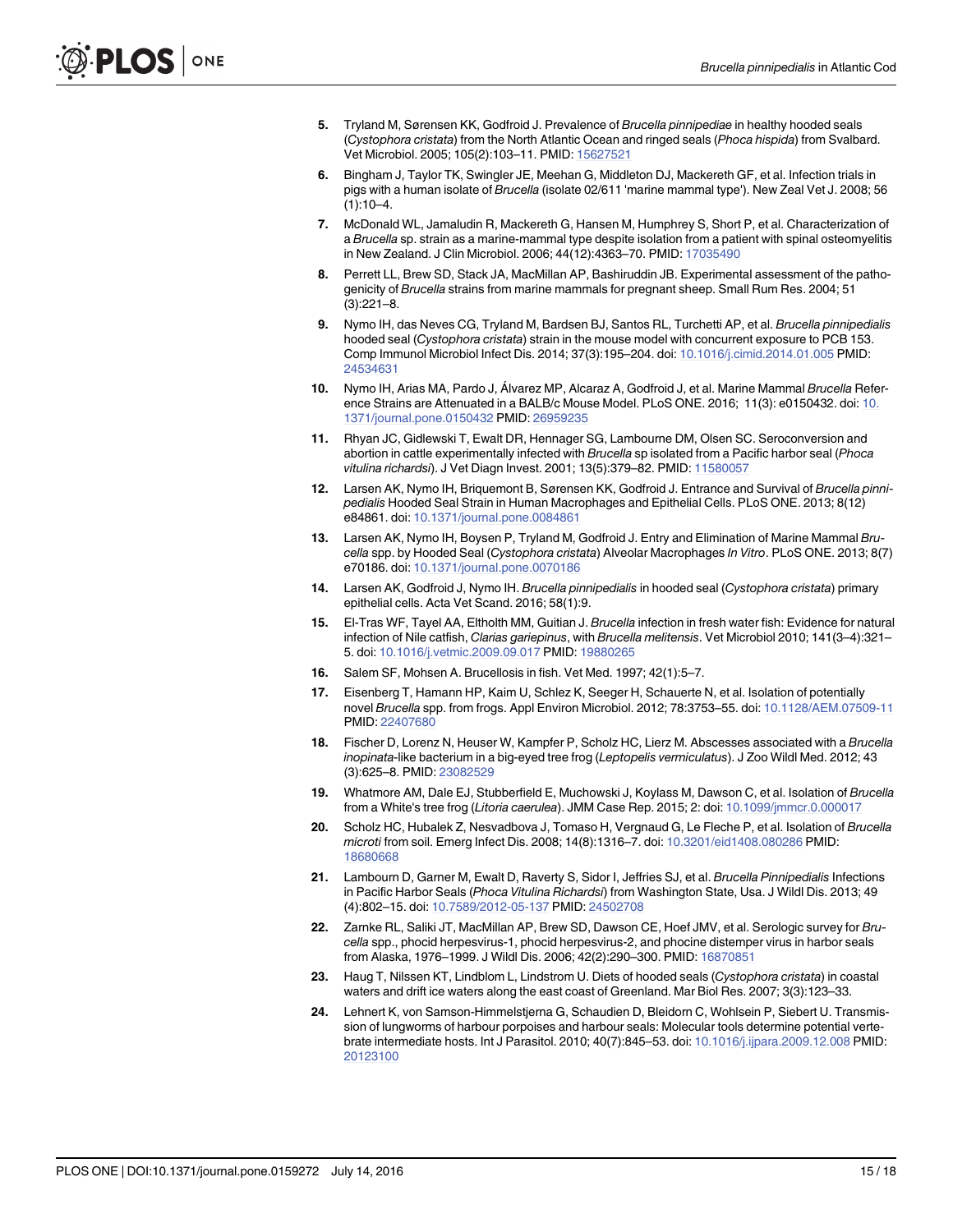5. Tryland M, Sørensen KK, Godfroid J. Prevalence of *Brucella pinnipediae* in healthy hooded seals (*Cystophora cristata*) from the North Atlantic Ocean and ringed seals (*Phoca hispida*) from Svalbard. Vet Microbiol. 2005; 105(2):103–11. PMID: 15627521

6. Bingham J, Taylor TK, Swingler JE, Meehan G, Middleton DJ, Mackereth GF, et al. Infection trials in pigs with a human isolate of *Brucella* (isolate 02/611 'marine mammal type'). New Zeal Vet J. 2008; 56 (1):10–4.

7. McDonald WL, Jamaludin R, Mackereth G, Hansen M, Humphrey S, Short P, et al. Characterization of a *Brucella* sp. strain as a marine-mammal type despite isolation from a patient with spinal osteomyelitis in New Zealand. J Clin Microbiol. 2006; 44(12):4363–70. PMID: 17035490

8. Perrett LL, Brew SD, Stack JA, MacMillan AP, Bashiruddin JB. Experimental assessment of the pathogenicity of *Brucella* strains from marine mammals for pregnant sheep. Small Rum Res. 2004; 51 (3):221–8.

9. Nymo IH, das Neves CG, Tryland M, Bardsen BJ, Santos RL, Turchetti AP, et al. *Brucella pinnipedialis* hooded seal (*Cystophora cristata*) strain in the mouse model with concurrent exposure to PCB 153. Comp Immunol Microbiol Infect Dis. 2014; 37(3):195–204. doi: 10.1016/j.cimid.2014.01.005 PMID: 24534631

10. Nymo IH, Arias MA, Pardo J, Álvarez MP, Alcaraz A, Godfroid J, et al. Marine Mammal *Brucella* Reference Strains are Attenuated in a BALB/c Mouse Model. PLoS ONE. 2016; 11(3): e0150432. doi: 10.1371/journal.pone.0150432 PMID: 26959235

11. Rhyan JC, Gidlewski T, Ewalt DR, Hennager SG, Lambourne DM, Olsen SC. Seroconversion and abortion in cattle experimentally infected with *Brucella* sp isolated from a Pacific harbor seal (*Phoca vitulina richardsi*). J Vet Diagn Invest. 2001; 13(5):379–82. PMID: 11580057

12. Larsen AK, Nymo IH, Briquemont B, Sørensen KK, Godfroid J. Entrance and Survival of *Brucella pinnipedialis* Hooded Seal Strain in Human Macrophages and Epithelial Cells. PLoS ONE. 2013; 8(12) e84861. doi: 10.1371/journal.pone.0084861

13. Larsen AK, Nymo IH, Boysen P, Tryland M, Godfroid J. Entry and Elimination of Marine Mammal *Brucella* spp. by Hooded Seal (*Cystophora cristata*) Alveolar Macrophages *In Vitro*. PLoS ONE. 2013; 8(7) e70186. doi: 10.1371/journal.pone.0070186

14. Larsen AK, Godfroid J, Nymo IH. *Brucella pinnipedialis* in hooded seal (*Cystophora cristata*) primary epithelial cells. Acta Vet Scand. 2016; 58(1):9.

15. El-Tras WF, Tayel AA, Eltholth MM, Guitian J. *Brucella* infection in fresh water fish: Evidence for natural infection of Nile catfish, *Clarias gariepinus*, with *Brucella melitensis*. Vet Microbiol 2010; 141(3–4):321–5. doi: 10.1016/j.vetmic.2009.09.017 PMID: 19880265

16. Salem SF, Mohsen A. Brucellosis in fish. Vet Med. 1997; 42(1):5–7.

17. Eisenberg T, Hamann HP, Kaim U, Schlez K, Seeger H, Schauerte N, et al. Isolation of potentially novel *Brucella* spp. from frogs. Appl Environ Microbiol. 2012; 78:3753–55. doi: 10.1128/AEM.07509-11 PMID: 22407680

18. Fischer D, Lorenz N, Heuser W, Kampfer P, Scholz HC, Lierz M. Abscesses associated with a *Brucella inopinata*-like bacterium in a big-eyed tree frog (*Leptopelis vermiculatus*). J Zoo Wildl Med. 2012; 43 (3):625–8. PMID: 23082529

19. Whatmore AM, Dale EJ, Stubberfield E, Muchowski J, Koylass M, Dawson C, et al. Isolation of *Brucella* from a White's tree frog (*Litoria caerulea*). JMM Case Rep. 2015; 2: doi: 10.1099/jmmcr.0.000017

20. Scholz HC, Hubalek Z, Nesvadbova J, Tomaso H, Vergnaud G, Le Fleche P, et al. Isolation of *Brucella microti* from soil. Emerg Infect Dis. 2008; 14(8):1316–7. doi: 10.3201/eid1408.080286 PMID: 18680668

21. Lambourn D, Garner M, Ewalt D, Raverty S, Sidor I, Jeffries SJ, et al. *Brucella Pinnipedialis* Infections in Pacific Harbor Seals (*Phoca Vitulina Richardsi*) from Washington State, Usa. J Wildl Dis. 2013; 49 (4):802–15. doi: 10.7589/2012-05-137 PMID: 24502708

22. Zarnke RL, Saliki JT, MacMillan AP, Brew SD, Dawson CE, Hoef JMV, et al. Serologic survey for *Brucella* spp., phocid herpesvirus-1, phocid herpesvirus-2, and phocine distemper virus in harbor seals from Alaska, 1976–1999. J Wildl Dis. 2006; 42(2):290–300. PMID: 16870851

23. Haug T, Nilssen KT, Lindblom L, Lindstrom U. Diets of hooded seals (*Cystophora cristata*) in coastal waters and drift ice waters along the east coast of Greenland. Mar Biol Res. 2007; 3(3):123–33.

24. Lehnert K, von Samson-Himmelstjerna G, Schaudien D, Bleidorn C, Wohlsein P, Siebert U. Transmission of lungworms of harbour porpoises and harbour seals: Molecular tools determine potential vertebrate intermediate hosts. Int J Parasitol. 2010; 40(7):845–53. doi: 10.1016/j.ijpara.2009.12.008 PMID: 20123100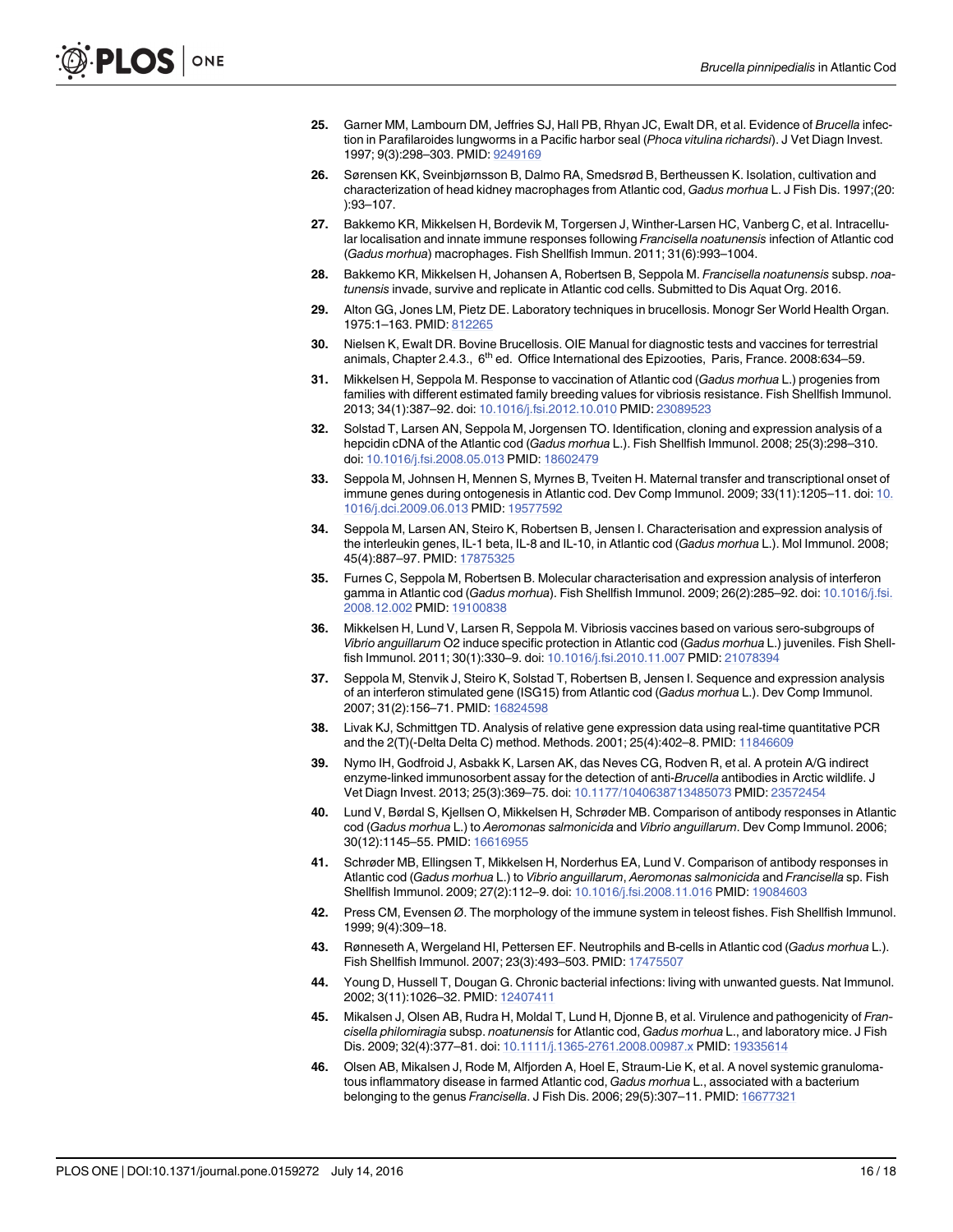25. Garner MM, Lambourn DM, Jeffries SJ, Hall PB, Rhyan JC, Ewalt DR, et al. Evidence of *Brucella* infection in Parafilaroides lungworms in a Pacific harbor seal (*Phoca vitulina richardsi*). J Vet Diagn Invest. 1997; 9(3):298–303. PMID: 9249169

26. Sørensen KK, Sveinbjørnsson B, Dalmo RA, Smedsrød B, Bertheussen K. Isolation, cultivation and characterization of head kidney macrophages from Atlantic cod, *Gadus morhua* L. J Fish Dis. 1997;(20:):93–107.

27. Bakkemo KR, Mikkelsen H, Bordevik M, Torgersen J, Winther-Larsen HC, Vanberg C, et al. Intracellular localisation and innate immune responses following *Francisella noatunensis* infection of Atlantic cod (*Gadus morhua*) macrophages. Fish Shellfish Immun. 2011; 31(6):993–1004.

28. Bakkemo KR, Mikkelsen H, Johansen A, Robertsen B, Seppola M. *Francisella noatunensis* subsp. *noatunensis* invade, survive and replicate in Atlantic cod cells. Submitted to Dis Aquat Org. 2016.

29. Alton GG, Jones LM, Pietz DE. Laboratory techniques in brucellosis. Monogr Ser World Health Organ. 1975:1–163. PMID: 812265

30. Nielsen K, Ewalt DR. Bovine Brucellosis. OIE Manual for diagnostic tests and vaccines for terrestrial animals, Chapter 2.4.3., 6th ed. Office International des Epizooties, Paris, France. 2008:634–59.

31. Mikkelsen H, Seppola M. Response to vaccination of Atlantic cod (*Gadus morhua* L.) progenies from families with different estimated family breeding values for vibriosis resistance. Fish Shellfish Immunol. 2013; 34(1):387–92. doi: 10.1016/j.fsi.2012.10.010 PMID: 23089523

32. Solstad T, Larsen AN, Seppola M, Jorgensen TO. Identification, cloning and expression analysis of a hepcidin cDNA of the Atlantic cod (*Gadus morhua* L.). Fish Shellfish Immunol. 2008; 25(3):298–310. doi: 10.1016/j.fsi.2008.05.013 PMID: 18602479

33. Seppola M, Johnsen H, Mennen S, Myrnes B, Tveiten H. Maternal transfer and transcriptional onset of immune genes during ontogenesis in Atlantic cod. Dev Comp Immunol. 2009; 33(11):1205–11. doi: 10.1016/j.dci.2009.06.013 PMID: 19577592

34. Seppola M, Larsen AN, Steiro K, Robertsen B, Jensen I. Characterisation and expression analysis of the interleukin genes, IL-1 beta, IL-8 and IL-10, in Atlantic cod (*Gadus morhua* L.). Mol Immunol. 2008; 45(4):887–97. PMID: 17875325

35. Furnes C, Seppola M, Robertsen B. Molecular characterisation and expression analysis of interferon gamma in Atlantic cod (*Gadus morhua*). Fish Shellfish Immunol. 2009; 26(2):285–92. doi: 10.1016/j.fsi.2008.12.002 PMID: 19100838

36. Mikkelsen H, Lund V, Larsen R, Seppola M. Vibriosis vaccines based on various sero-subgroups of *Vibrio anguillarum* O2 induce specific protection in Atlantic cod (*Gadus morhua* L.) juveniles. Fish Shellfish Immunol. 2011; 30(1):330–9. doi: 10.1016/j.fsi.2010.11.007 PMID: 21078394

37. Seppola M, Stenvik J, Steiro K, Solstad T, Robertsen B, Jensen I. Sequence and expression analysis of an interferon stimulated gene (ISG15) from Atlantic cod (*Gadus morhua* L.). Dev Comp Immunol. 2007; 31(2):156–71. PMID: 16824598

38. Livak KJ, Schmittgen TD. Analysis of relative gene expression data using real-time quantitative PCR and the 2(T)(-Delta Delta C) method. Methods. 2001; 25(4):402–8. PMID: 11846609

39. Nymo IH, Godfroid J, Asbakk K, Larsen AK, das Neves CG, Rodven R, et al. A protein A/G indirect enzyme-linked immunosorbent assay for the detection of anti-*Brucella* antibodies in Arctic wildlife. J Vet Diagn Invest. 2013; 25(3):369–75. doi: 10.1177/1040638713485073 PMID: 23572454

40. Lund V, Børdal S, Kjellsen O, Mikkelsen H, Schrøder MB. Comparison of antibody responses in Atlantic cod (*Gadus morhua* L.) to *Aeromonas salmonicida* and *Vibrio anguillarum*. Dev Comp Immunol. 2006; 30(12):1145–55. PMID: 16616955

41. Schrøder MB, Ellingsen T, Mikkelsen H, Norderhus EA, Lund V. Comparison of antibody responses in Atlantic cod (*Gadus morhua* L.) to *Vibrio anguillarum*, *Aeromonas salmonicida* and *Francisella* sp. Fish Shellfish Immunol. 2009; 27(2):112–9. doi: 10.1016/j.fsi.2008.11.016 PMID: 19084603

42. Press CM, Evensen Ø. The morphology of the immune system in teleost fishes. Fish Shellfish Immunol. 1999; 9(4):309–18.

43. Rønneseth A, Wergeland HI, Pettersen EF. Neutrophils and B-cells in Atlantic cod (*Gadus morhua* L.). Fish Shellfish Immunol. 2007; 23(3):493–503. PMID: 17475507

44. Young D, Hussell T, Dougan G. Chronic bacterial infections: living with unwanted guests. Nat Immunol. 2002; 3(11):1026–32. PMID: 12407411

45. Mikalsen J, Olsen AB, Rudra H, Moldal T, Lund H, Djonne B, et al. Virulence and pathogenicity of *Francisella philomiragia* subsp. *noatunensis* for Atlantic cod, *Gadus morhua* L., and laboratory mice. J Fish Dis. 2009; 32(4):377–81. doi: 10.1111/j.1365-2761.2008.00987.x PMID: 19335614

46. Olsen AB, Mikalsen J, Rode M, Alfjorden A, Hoel E, Straum-Lie K, et al. A novel systemic granulomatous inflammatory disease in farmed Atlantic cod, *Gadus morhua* L., associated with a bacterium belonging to the genus *Francisella*. J Fish Dis. 2006; 29(5):307–11. PMID: 16677321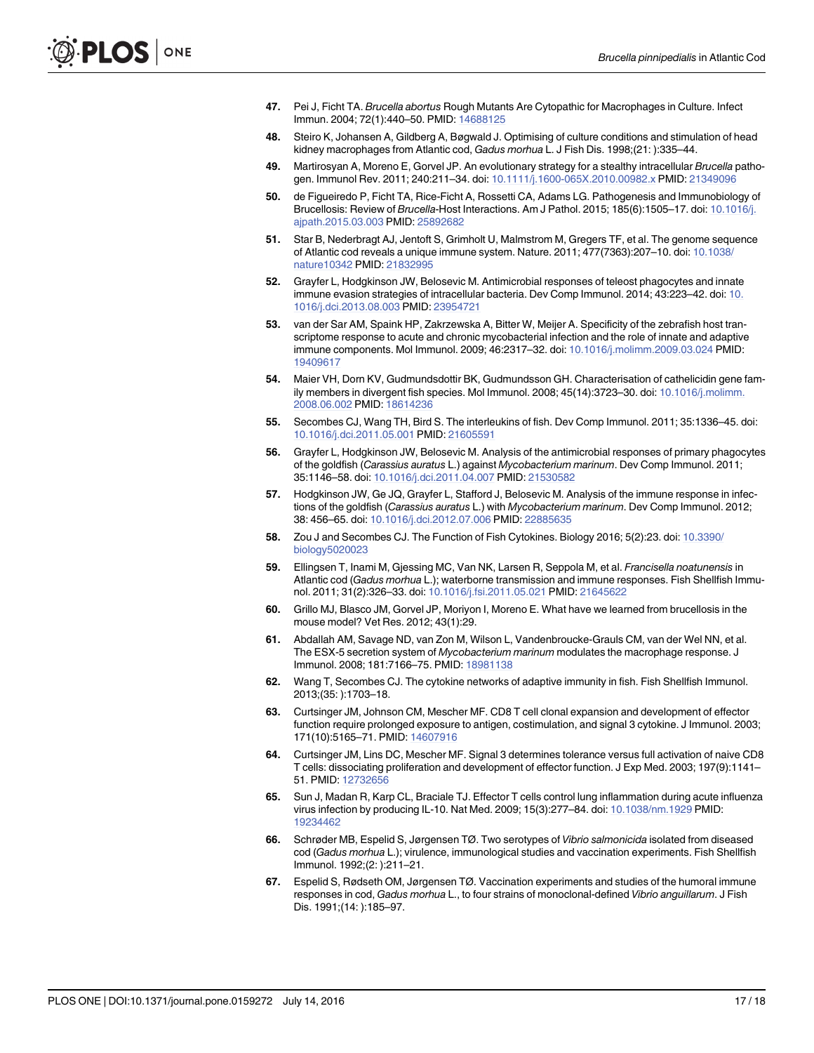47. Pei J, Ficht TA. *Brucella abortus* Rough Mutants Are Cytopathic for Macrophages in Culture. Infect Immun. 2004; 72(1):440–50. PMID: 14688125

48. Steiro K, Johansen A, Gildberg A, Bøgwald J. Optimising of culture conditions and stimulation of head kidney macrophages from Atlantic cod, *Gadus morhua* L. J Fish Dis. 1998;(21: ):335–44.

49. Martirosyan A, Moreno E, Gorvel JP. An evolutionary strategy for a stealthy intracellular *Brucella* pathogen. Immunol Rev. 2011; 240:211–34. doi: 10.1111/j.1600-065X.2010.00982.x PMID: 21349096

50. de Figueiredo P, Ficht TA, Rice-Ficht A, Rossetti CA, Adams LG. Pathogenesis and Immunobiology of Brucellosis: Review of *Brucella*-Host Interactions. Am J Pathol. 2015; 185(6):1505–17. doi: 10.1016/j.ajpath.2015.03.003 PMID: 25892682

51. Star B, Nederbragt AJ, Jentoft S, Grimholt U, Malmstrom M, Gregers TF, et al. The genome sequence of Atlantic cod reveals a unique immune system. Nature. 2011; 477(7363):207–10. doi: 10.1038/nature10342 PMID: 21832995

52. Grayfer L, Hodgkinson JW, Belosevic M. Antimicrobial responses of teleost phagocytes and innate immune evasion strategies of intracellular bacteria. Dev Comp Immunol. 2014; 43:223–42. doi: 10.1016/j.dci.2013.08.003 PMID: 23954721

53. van der Sar AM, Spaink HP, Zakrzewska A, Bitter W, Meijer A. Specificity of the zebrafish host transcriptome response to acute and chronic mycobacterial infection and the role of innate and adaptive immune components. Mol Immunol. 2009; 46:2317–32. doi: 10.1016/j.molimm.2009.03.024 PMID: 19409617

54. Maier VH, Dorn KV, Gudmundsdottir BK, Gudmundsson GH. Characterisation of cathelicidin gene family members in divergent fish species. Mol Immunol. 2008; 45(14):3723–30. doi: 10.1016/j.molimm.2008.06.002 PMID: 18614236

55. Secombes CJ, Wang TH, Bird S. The interleukins of fish. Dev Comp Immunol. 2011; 35:1336–45. doi: 10.1016/j.dci.2011.05.001 PMID: 21605591

56. Grayfer L, Hodgkinson JW, Belosevic M. Analysis of the antimicrobial responses of primary phagocytes of the goldfish (*Carassius auratus* L.) against *Mycobacterium marinum*. Dev Comp Immunol. 2011; 35:1146–58. doi: 10.1016/j.dci.2011.04.007 PMID: 21530582

57. Hodgkinson JW, Ge JQ, Grayfer L, Stafford J, Belosevic M. Analysis of the immune response in infections of the goldfish (*Carassius auratus* L.) with *Mycobacterium marinum*. Dev Comp Immunol. 2012; 38: 456–65. doi: 10.1016/j.dci.2012.07.006 PMID: 22885635

58. Zou J and Secombes CJ. The Function of Fish Cytokines. Biology 2016; 5(2):23. doi: 10.3390/biology5020023

59. Ellingsen T, Inami M, Gjessing MC, Van NK, Larsen R, Seppola M, et al. *Francisella noatunensis* in Atlantic cod (*Gadus morhua* L.); waterborne transmission and immune responses. Fish Shellfish Immunol. 2011; 31(2):326–33. doi: 10.1016/j.fsi.2011.05.021 PMID: 21645622

60. Grillo MJ, Blasco JM, Gorvel JP, Moriyon I, Moreno E. What have we learned from brucellosis in the mouse model? Vet Res. 2012; 43(1):29.

61. Abdallah AM, Savage ND, van Zon M, Wilson L, Vandenbroucke-Grauls CM, van der Wel NN, et al. The ESX-5 secretion system of *Mycobacterium marinum* modulates the macrophage response. J Immunol. 2008; 181:7166–75. PMID: 18981138

62. Wang T, Secombes CJ. The cytokine networks of adaptive immunity in fish. Fish Shellfish Immunol. 2013;(35: ):1703–18.

63. Curtsinger JM, Johnson CM, Mescher MF. CD8 T cell clonal expansion and development of effector function require prolonged exposure to antigen, costimulation, and signal 3 cytokine. J Immunol. 2003; 171(10):5165–71. PMID: 14607916

64. Curtsinger JM, Lins DC, Mescher MF. Signal 3 determines tolerance versus full activation of naive CD8 T cells: dissociating proliferation and development of effector function. J Exp Med. 2003; 197(9):1141–51. PMID: 12732656

65. Sun J, Madan R, Karp CL, Braciale TJ. Effector T cells control lung inflammation during acute influenza virus infection by producing IL-10. Nat Med. 2009; 15(3):277–84. doi: 10.1038/nm.1929 PMID: 19234462

66. Schrøder MB, Espelid S, Jørgensen TØ. Two serotypes of *Vibrio salmonicida* isolated from diseased cod (*Gadus morhua* L.); virulence, immunological studies and vaccination experiments. Fish Shellfish Immunol. 1992;(2: ):211–21.

67. Espelid S, Rødseth OM, Jørgensen TØ. Vaccination experiments and studies of the humoral immune responses in cod, *Gadus morhua* L., to four strains of monoclonal-defined *Vibrio anguillarum*. J Fish Dis. 1991;(14: ):185–97.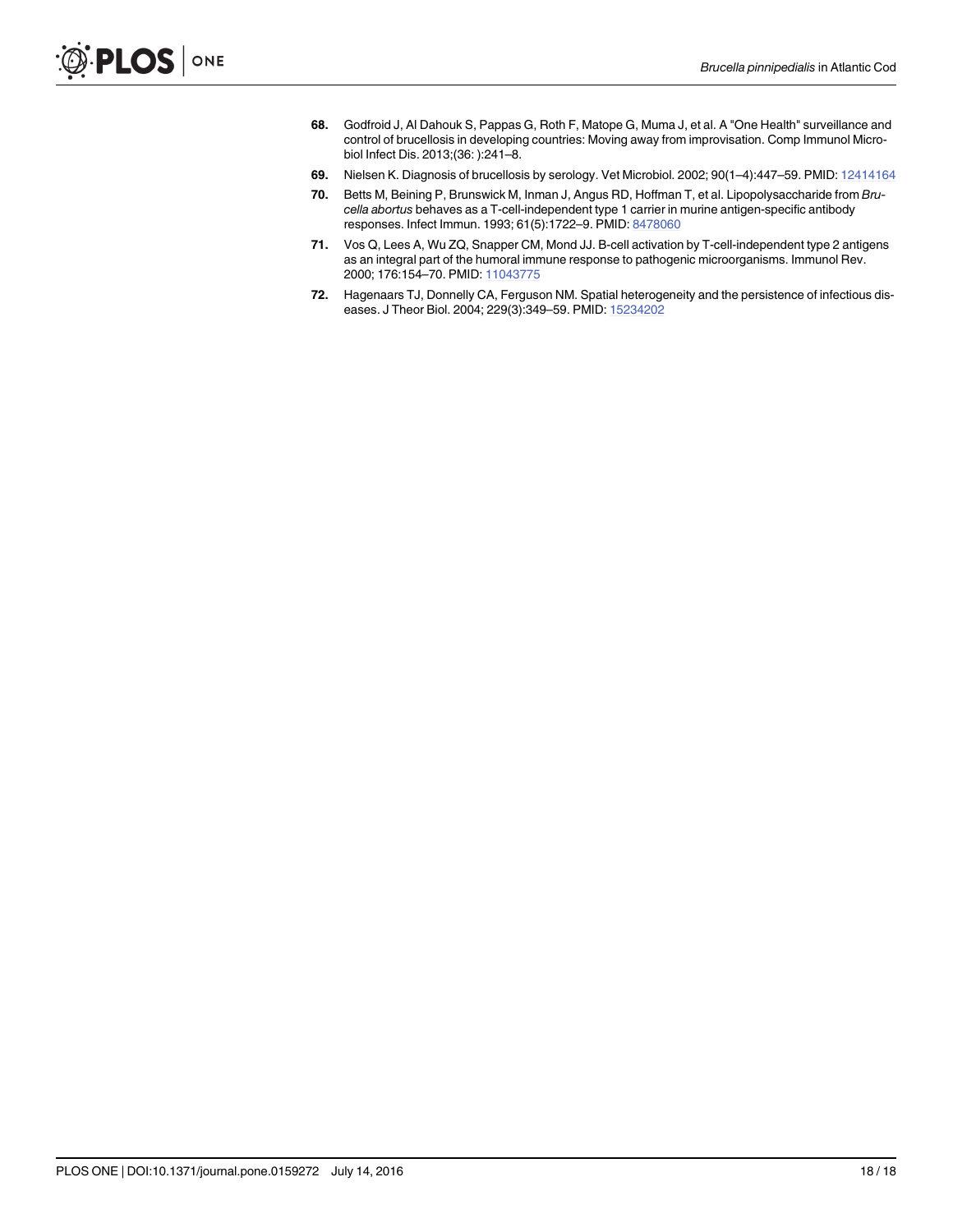68. Godfroid J, Al Dahouk S, Pappas G, Roth F, Matope G, Muma J, et al. A "One Health" surveillance and control of brucellosis in developing countries: Moving away from improvisation. Comp Immunol Microbiol Infect Dis. 2013;(36: ):241–8.

69. Nielsen K. Diagnosis of brucellosis by serology. Vet Microbiol. 2002; 90(1–4):447–59. PMID: 12414164

70. Betts M, Beining P, Brunswick M, Inman J, Angus RD, Hoffman T, et al. Lipopolysaccharide from *Brucella abortus* behaves as a T-cell-independent type 1 carrier in murine antigen-specific antibody responses. Infect Immun. 1993; 61(5):1722–9. PMID: 8478060

71. Vos Q, Lees A, Wu ZQ, Snapper CM, Mond JJ. B-cell activation by T-cell-independent type 2 antigens as an integral part of the humoral immune response to pathogenic microorganisms. Immunol Rev. 2000; 176:154–70. PMID: 11043775

72. Hagenaars TJ, Donnelly CA, Ferguson NM. Spatial heterogeneity and the persistence of infectious diseases. J Theor Biol. 2004; 229(3):349–59. PMID: 15234202